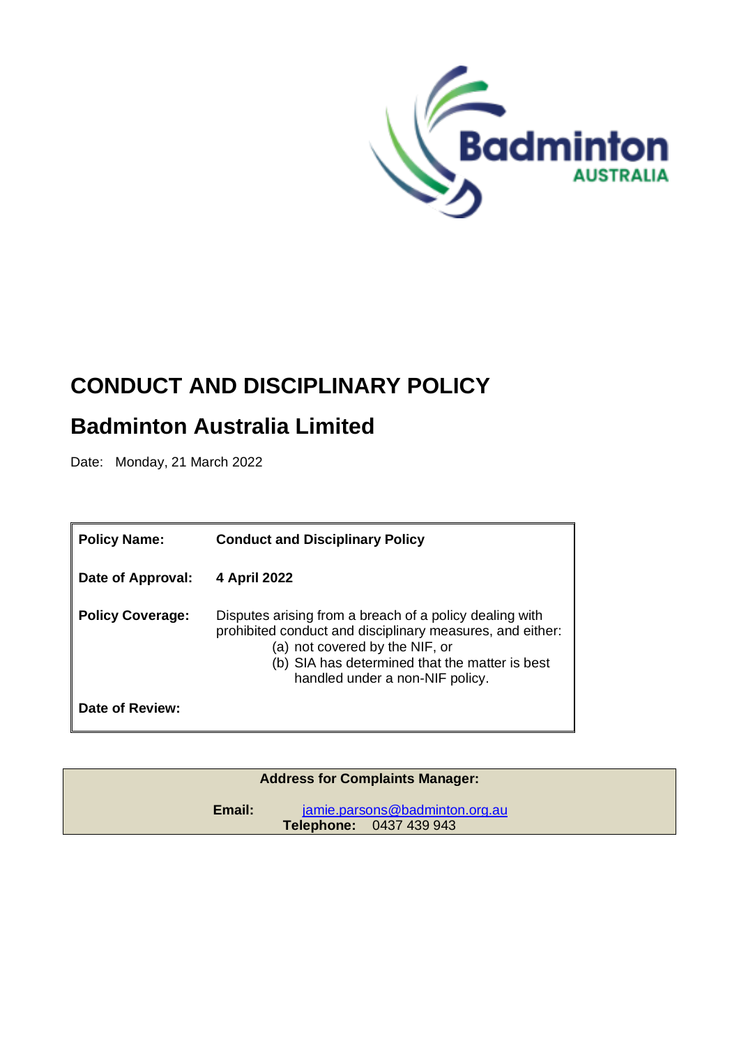Badminton AUSTRALIA

# CONDUCT AND DISCIPLINARY POLICY

## Badminton Australia Limited

Date: Monday, 21 March 2022

| | |
|---|---|
| **Policy Name:** | **Conduct and Disciplinary Policy** |
| **Date of Approval:** | **4 April 2022** |
| **Policy Coverage:** | Disputes arising from a breach of a policy dealing with prohibited conduct and disciplinary measures, and either: (a) not covered by the NIF, or (b) SIA has determined that the matter is best handled under a non-NIF policy. |
| **Date of Review:** | |

**Address for Complaints Manager:**

**Email:** jamie.parsons@badminton.org.au
**Telephone:** 0437 439 943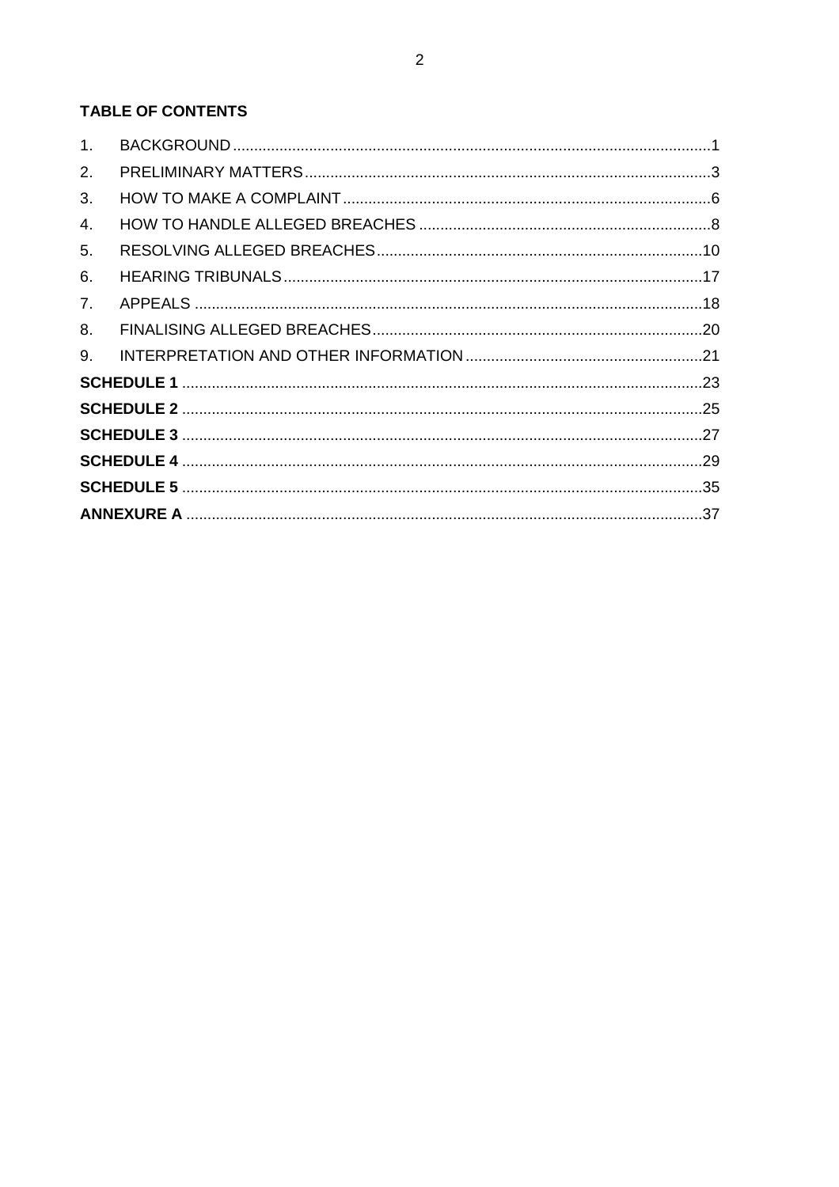**TABLE OF CONTENTS**

1. BACKGROUND ....................................................................................................1
2. PRELIMINARY MATTERS ..................................................................................3
3. HOW TO MAKE A COMPLAINT ..........................................................................6
4. HOW TO HANDLE ALLEGED BREACHES .........................................................8
5. RESOLVING ALLEGED BREACHES ................................................................10
6. HEARING TRIBUNALS ....................................................................................17
7. APPEALS ..........................................................................................................18
8. FINALISING ALLEGED BREACHES ................................................................20
9. INTERPRETATION AND OTHER INFORMATION ............................................21

**SCHEDULE 1** ..................................................................................................23

**SCHEDULE 2** ..................................................................................................25

**SCHEDULE 3** ..................................................................................................27

**SCHEDULE 4** ..................................................................................................29

**SCHEDULE 5** ..................................................................................................35

**ANNEXURE A** ................................................................................................37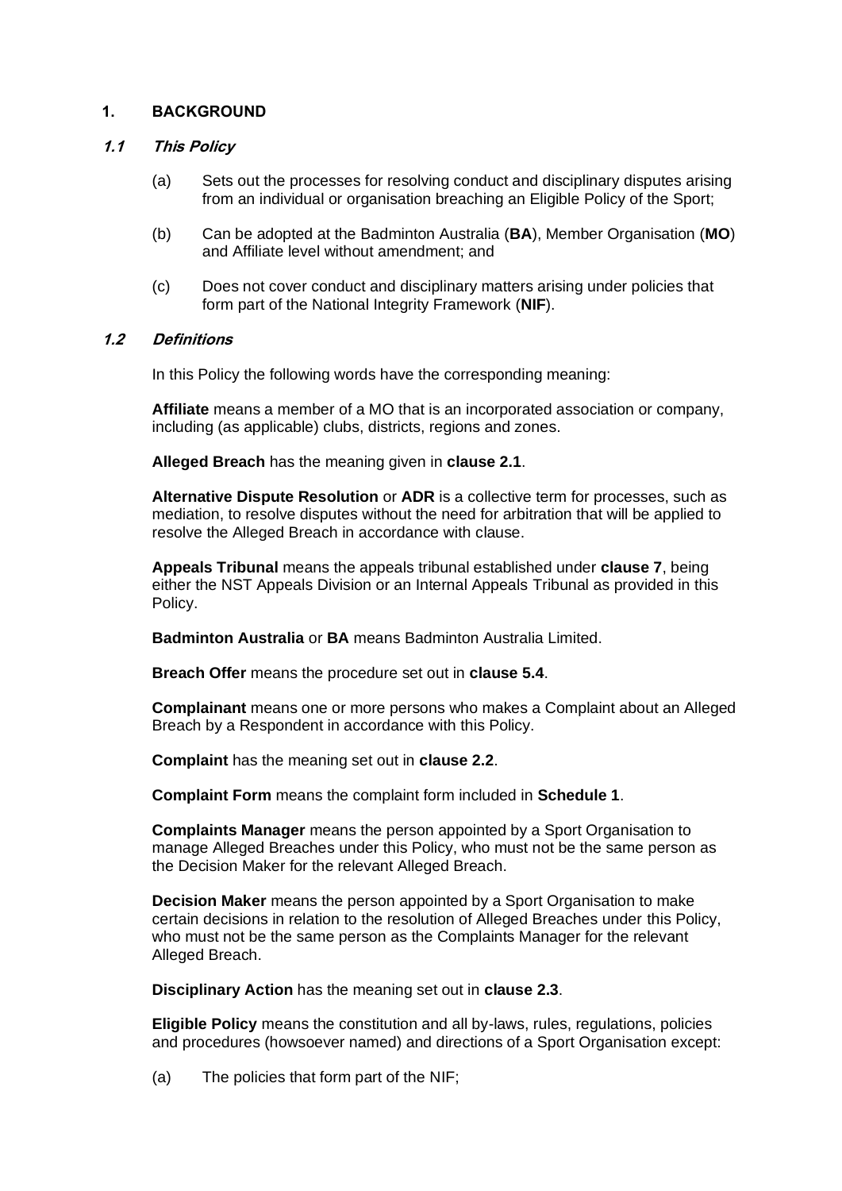## 1. BACKGROUND

### *1.1 This Policy*

(a) Sets out the processes for resolving conduct and disciplinary disputes arising from an individual or organisation breaching an Eligible Policy of the Sport;

(b) Can be adopted at the Badminton Australia (**BA**), Member Organisation (**MO**) and Affiliate level without amendment; and

(c) Does not cover conduct and disciplinary matters arising under policies that form part of the National Integrity Framework (**NIF**).

### *1.2 Definitions*

In this Policy the following words have the corresponding meaning:

**Affiliate** means a member of a MO that is an incorporated association or company, including (as applicable) clubs, districts, regions and zones.

**Alleged Breach** has the meaning given in **clause 2.1**.

**Alternative Dispute Resolution** or **ADR** is a collective term for processes, such as mediation, to resolve disputes without the need for arbitration that will be applied to resolve the Alleged Breach in accordance with clause.

**Appeals Tribunal** means the appeals tribunal established under **clause 7**, being either the NST Appeals Division or an Internal Appeals Tribunal as provided in this Policy.

**Badminton Australia** or **BA** means Badminton Australia Limited.

**Breach Offer** means the procedure set out in **clause 5.4**.

**Complainant** means one or more persons who makes a Complaint about an Alleged Breach by a Respondent in accordance with this Policy.

**Complaint** has the meaning set out in **clause 2.2**.

**Complaint Form** means the complaint form included in **Schedule 1**.

**Complaints Manager** means the person appointed by a Sport Organisation to manage Alleged Breaches under this Policy, who must not be the same person as the Decision Maker for the relevant Alleged Breach.

**Decision Maker** means the person appointed by a Sport Organisation to make certain decisions in relation to the resolution of Alleged Breaches under this Policy, who must not be the same person as the Complaints Manager for the relevant Alleged Breach.

**Disciplinary Action** has the meaning set out in **clause 2.3**.

**Eligible Policy** means the constitution and all by-laws, rules, regulations, policies and procedures (howsoever named) and directions of a Sport Organisation except:

(a) The policies that form part of the NIF;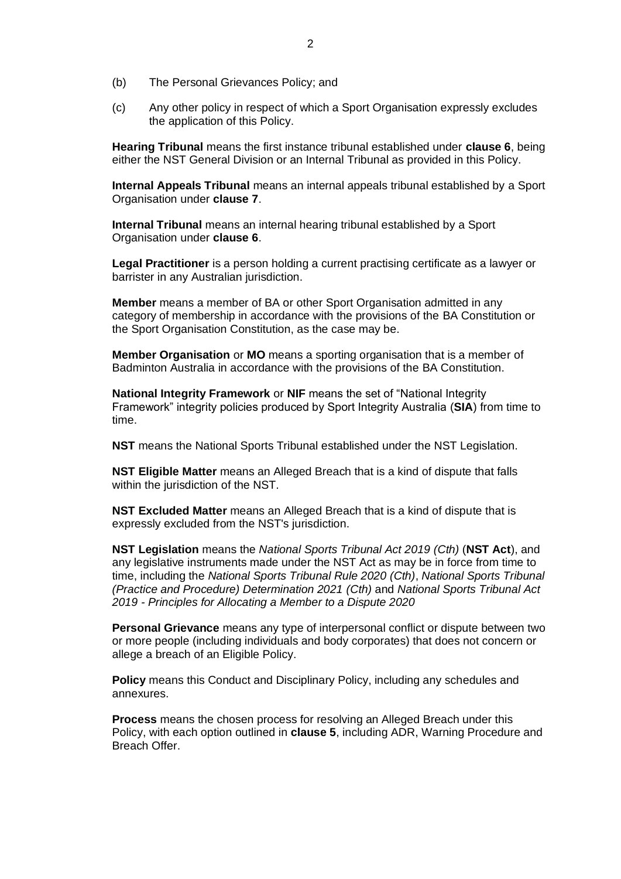(b) The Personal Grievances Policy; and

(c) Any other policy in respect of which a Sport Organisation expressly excludes the application of this Policy.

**Hearing Tribunal** means the first instance tribunal established under **clause 6**, being either the NST General Division or an Internal Tribunal as provided in this Policy.

**Internal Appeals Tribunal** means an internal appeals tribunal established by a Sport Organisation under **clause 7**.

**Internal Tribunal** means an internal hearing tribunal established by a Sport Organisation under **clause 6**.

**Legal Practitioner** is a person holding a current practising certificate as a lawyer or barrister in any Australian jurisdiction.

**Member** means a member of BA or other Sport Organisation admitted in any category of membership in accordance with the provisions of the BA Constitution or the Sport Organisation Constitution, as the case may be.

**Member Organisation** or **MO** means a sporting organisation that is a member of Badminton Australia in accordance with the provisions of the BA Constitution.

**National Integrity Framework** or **NIF** means the set of "National Integrity Framework" integrity policies produced by Sport Integrity Australia (**SIA**) from time to time.

**NST** means the National Sports Tribunal established under the NST Legislation.

**NST Eligible Matter** means an Alleged Breach that is a kind of dispute that falls within the jurisdiction of the NST.

**NST Excluded Matter** means an Alleged Breach that is a kind of dispute that is expressly excluded from the NST's jurisdiction.

**NST Legislation** means the *National Sports Tribunal Act 2019 (Cth)* (**NST Act**), and any legislative instruments made under the NST Act as may be in force from time to time, including the *National Sports Tribunal Rule 2020 (Cth)*, *National Sports Tribunal (Practice and Procedure) Determination 2021 (Cth)* and *National Sports Tribunal Act 2019 - Principles for Allocating a Member to a Dispute 2020*

**Personal Grievance** means any type of interpersonal conflict or dispute between two or more people (including individuals and body corporates) that does not concern or allege a breach of an Eligible Policy.

**Policy** means this Conduct and Disciplinary Policy, including any schedules and annexures.

**Process** means the chosen process for resolving an Alleged Breach under this Policy, with each option outlined in **clause 5**, including ADR, Warning Procedure and Breach Offer.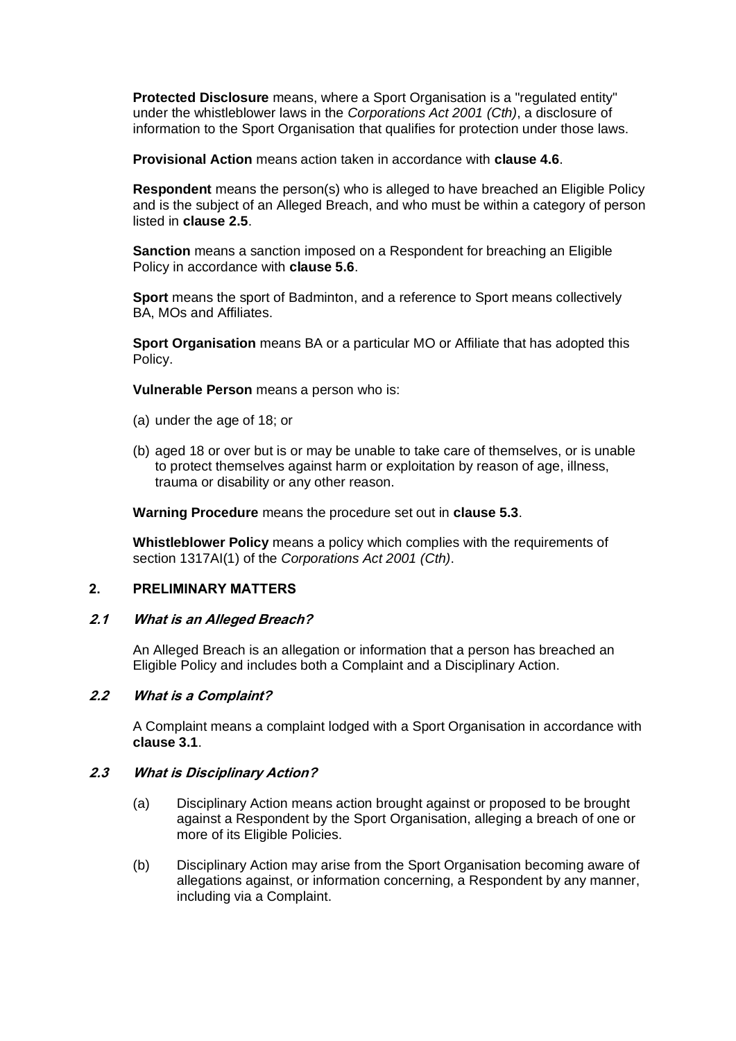**Protected Disclosure** means, where a Sport Organisation is a "regulated entity" under the whistleblower laws in the *Corporations Act 2001 (Cth)*, a disclosure of information to the Sport Organisation that qualifies for protection under those laws.

**Provisional Action** means action taken in accordance with **clause 4.6**.

**Respondent** means the person(s) who is alleged to have breached an Eligible Policy and is the subject of an Alleged Breach, and who must be within a category of person listed in **clause 2.5**.

**Sanction** means a sanction imposed on a Respondent for breaching an Eligible Policy in accordance with **clause 5.6**.

**Sport** means the sport of Badminton, and a reference to Sport means collectively BA, MOs and Affiliates.

**Sport Organisation** means BA or a particular MO or Affiliate that has adopted this Policy.

**Vulnerable Person** means a person who is:

(a) under the age of 18; or

(b) aged 18 or over but is or may be unable to take care of themselves, or is unable to protect themselves against harm or exploitation by reason of age, illness, trauma or disability or any other reason.

**Warning Procedure** means the procedure set out in **clause 5.3**.

**Whistleblower Policy** means a policy which complies with the requirements of section 1317AI(1) of the *Corporations Act 2001 (Cth)*.

## 2. PRELIMINARY MATTERS

### *2.1 What is an Alleged Breach?*

An Alleged Breach is an allegation or information that a person has breached an Eligible Policy and includes both a Complaint and a Disciplinary Action.

### *2.2 What is a Complaint?*

A Complaint means a complaint lodged with a Sport Organisation in accordance with **clause 3.1**.

### *2.3 What is Disciplinary Action?*

(a) Disciplinary Action means action brought against or proposed to be brought against a Respondent by the Sport Organisation, alleging a breach of one or more of its Eligible Policies.

(b) Disciplinary Action may arise from the Sport Organisation becoming aware of allegations against, or information concerning, a Respondent by any manner, including via a Complaint.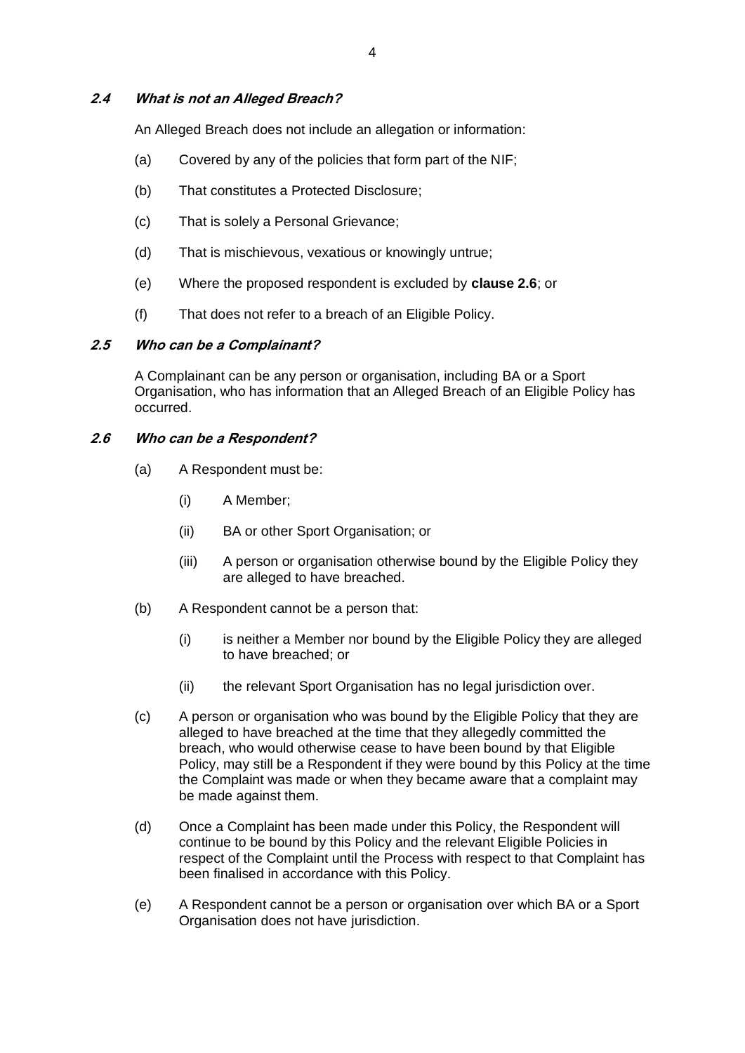### *2.4 What is not an Alleged Breach?*

An Alleged Breach does not include an allegation or information:

(a) Covered by any of the policies that form part of the NIF;

(b) That constitutes a Protected Disclosure;

(c) That is solely a Personal Grievance;

(d) That is mischievous, vexatious or knowingly untrue;

(e) Where the proposed respondent is excluded by **clause 2.6**; or

(f) That does not refer to a breach of an Eligible Policy.

### *2.5 Who can be a Complainant?*

A Complainant can be any person or organisation, including BA or a Sport Organisation, who has information that an Alleged Breach of an Eligible Policy has occurred.

### *2.6 Who can be a Respondent?*

(a) A Respondent must be:

- (i) A Member;
- (ii) BA or other Sport Organisation; or
- (iii) A person or organisation otherwise bound by the Eligible Policy they are alleged to have breached.

(b) A Respondent cannot be a person that:

- (i) is neither a Member nor bound by the Eligible Policy they are alleged to have breached; or
- (ii) the relevant Sport Organisation has no legal jurisdiction over.

(c) A person or organisation who was bound by the Eligible Policy that they are alleged to have breached at the time that they allegedly committed the breach, who would otherwise cease to have been bound by that Eligible Policy, may still be a Respondent if they were bound by this Policy at the time the Complaint was made or when they became aware that a complaint may be made against them.

(d) Once a Complaint has been made under this Policy, the Respondent will continue to be bound by this Policy and the relevant Eligible Policies in respect of the Complaint until the Process with respect to that Complaint has been finalised in accordance with this Policy.

(e) A Respondent cannot be a person or organisation over which BA or a Sport Organisation does not have jurisdiction.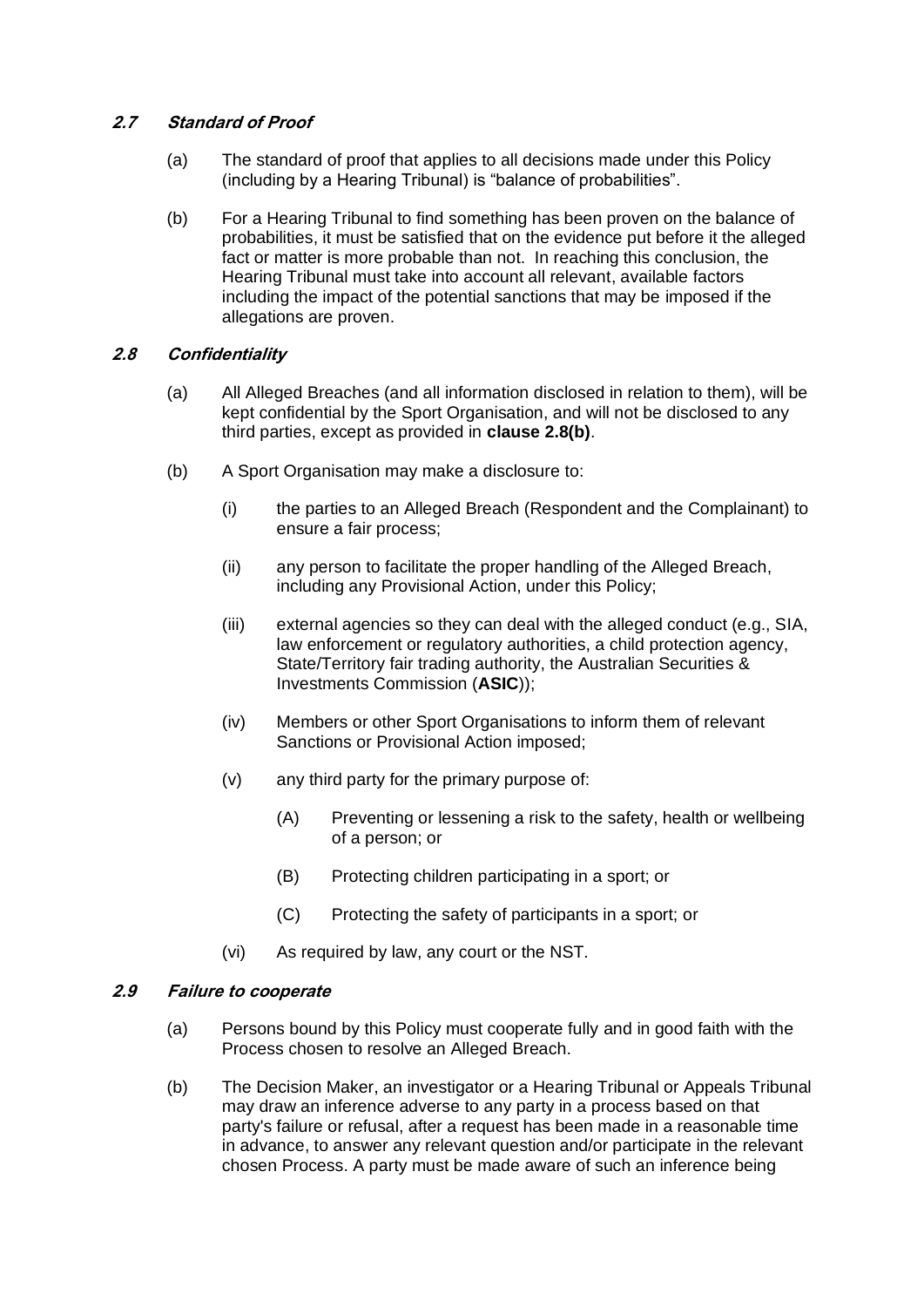### *2.7 Standard of Proof*

(a) The standard of proof that applies to all decisions made under this Policy (including by a Hearing Tribunal) is "balance of probabilities".

(b) For a Hearing Tribunal to find something has been proven on the balance of probabilities, it must be satisfied that on the evidence put before it the alleged fact or matter is more probable than not. In reaching this conclusion, the Hearing Tribunal must take into account all relevant, available factors including the impact of the potential sanctions that may be imposed if the allegations are proven.

### *2.8 Confidentiality*

(a) All Alleged Breaches (and all information disclosed in relation to them), will be kept confidential by the Sport Organisation, and will not be disclosed to any third parties, except as provided in **clause 2.8(b)**.

(b) A Sport Organisation may make a disclosure to:

(i) the parties to an Alleged Breach (Respondent and the Complainant) to ensure a fair process;

(ii) any person to facilitate the proper handling of the Alleged Breach, including any Provisional Action, under this Policy;

(iii) external agencies so they can deal with the alleged conduct (e.g., SIA, law enforcement or regulatory authorities, a child protection agency, State/Territory fair trading authority, the Australian Securities & Investments Commission (**ASIC**));

(iv) Members or other Sport Organisations to inform them of relevant Sanctions or Provisional Action imposed;

(v) any third party for the primary purpose of:

(A) Preventing or lessening a risk to the safety, health or wellbeing of a person; or

(B) Protecting children participating in a sport; or

(C) Protecting the safety of participants in a sport; or

(vi) As required by law, any court or the NST.

### *2.9 Failure to cooperate*

(a) Persons bound by this Policy must cooperate fully and in good faith with the Process chosen to resolve an Alleged Breach.

(b) The Decision Maker, an investigator or a Hearing Tribunal or Appeals Tribunal may draw an inference adverse to any party in a process based on that party's failure or refusal, after a request has been made in a reasonable time in advance, to answer any relevant question and/or participate in the relevant chosen Process. A party must be made aware of such an inference being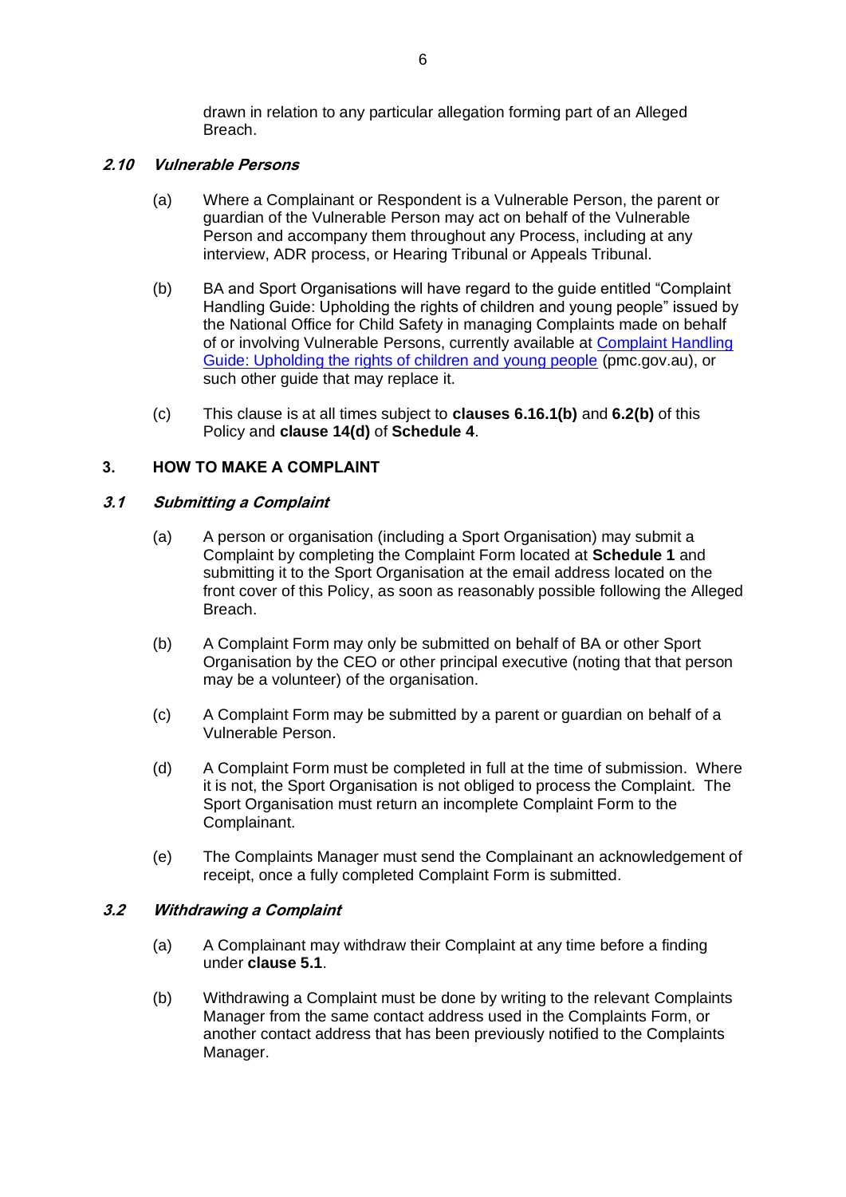drawn in relation to any particular allegation forming part of an Alleged Breach.

### *2.10 Vulnerable Persons*

(a) Where a Complainant or Respondent is a Vulnerable Person, the parent or guardian of the Vulnerable Person may act on behalf of the Vulnerable Person and accompany them throughout any Process, including at any interview, ADR process, or Hearing Tribunal or Appeals Tribunal.

(b) BA and Sport Organisations will have regard to the guide entitled "Complaint Handling Guide: Upholding the rights of children and young people" issued by the National Office for Child Safety in managing Complaints made on behalf of or involving Vulnerable Persons, currently available at Complaint Handling Guide: Upholding the rights of children and young people (pmc.gov.au), or such other guide that may replace it.

(c) This clause is at all times subject to **clauses 6.16.1(b)** and **6.2(b)** of this Policy and **clause 14(d)** of **Schedule 4**.

## 3. HOW TO MAKE A COMPLAINT

### *3.1 Submitting a Complaint*

(a) A person or organisation (including a Sport Organisation) may submit a Complaint by completing the Complaint Form located at **Schedule 1** and submitting it to the Sport Organisation at the email address located on the front cover of this Policy, as soon as reasonably possible following the Alleged Breach.

(b) A Complaint Form may only be submitted on behalf of BA or other Sport Organisation by the CEO or other principal executive (noting that that person may be a volunteer) of the organisation.

(c) A Complaint Form may be submitted by a parent or guardian on behalf of a Vulnerable Person.

(d) A Complaint Form must be completed in full at the time of submission. Where it is not, the Sport Organisation is not obliged to process the Complaint. The Sport Organisation must return an incomplete Complaint Form to the Complainant.

(e) The Complaints Manager must send the Complainant an acknowledgement of receipt, once a fully completed Complaint Form is submitted.

### *3.2 Withdrawing a Complaint*

(a) A Complainant may withdraw their Complaint at any time before a finding under **clause 5.1**.

(b) Withdrawing a Complaint must be done by writing to the relevant Complaints Manager from the same contact address used in the Complaints Form, or another contact address that has been previously notified to the Complaints Manager.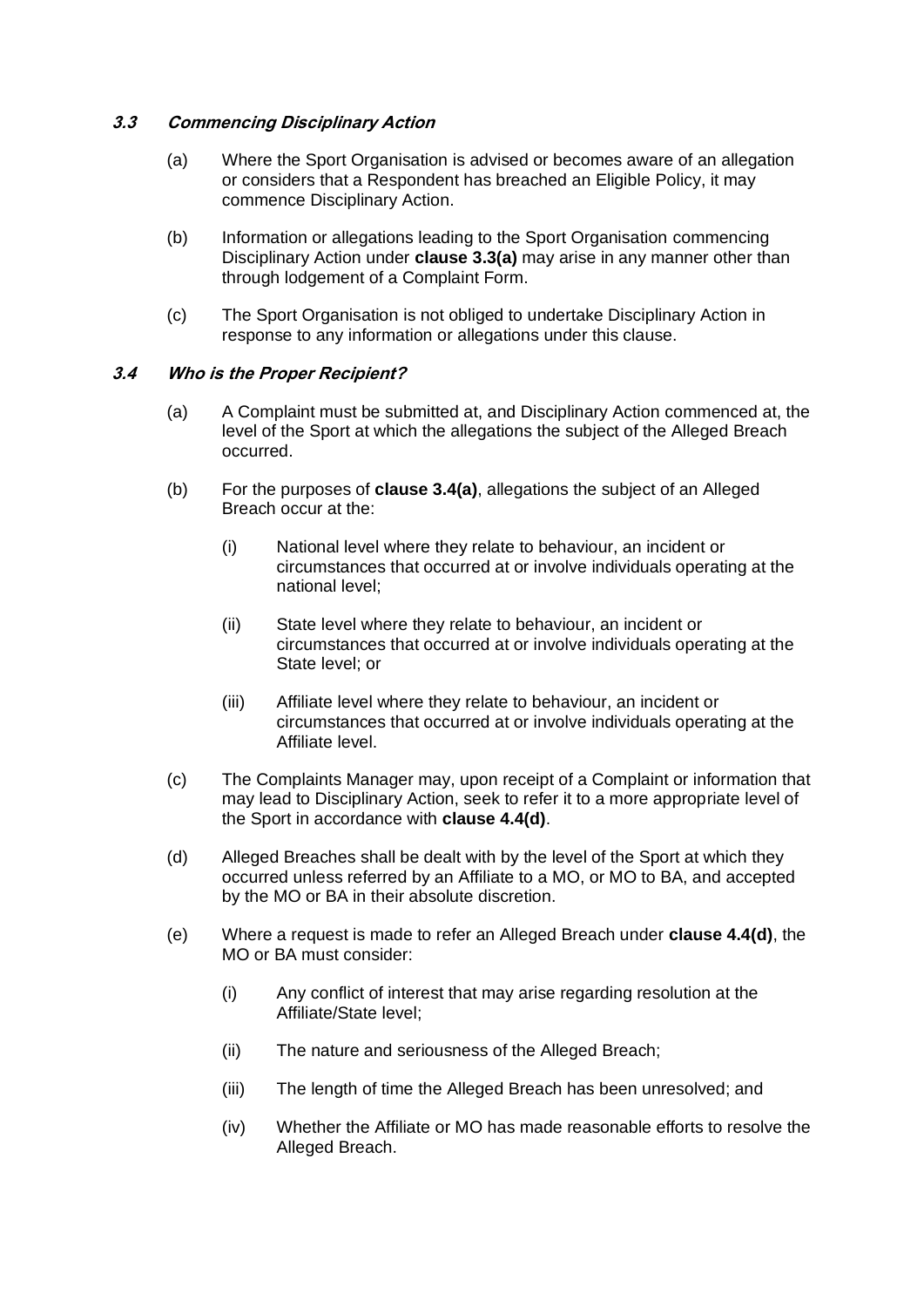### *3.3 Commencing Disciplinary Action*

(a) Where the Sport Organisation is advised or becomes aware of an allegation or considers that a Respondent has breached an Eligible Policy, it may commence Disciplinary Action.

(b) Information or allegations leading to the Sport Organisation commencing Disciplinary Action under **clause 3.3(a)** may arise in any manner other than through lodgement of a Complaint Form.

(c) The Sport Organisation is not obliged to undertake Disciplinary Action in response to any information or allegations under this clause.

### *3.4 Who is the Proper Recipient?*

(a) A Complaint must be submitted at, and Disciplinary Action commenced at, the level of the Sport at which the allegations the subject of the Alleged Breach occurred.

(b) For the purposes of **clause 3.4(a)**, allegations the subject of an Alleged Breach occur at the:

   (i) National level where they relate to behaviour, an incident or circumstances that occurred at or involve individuals operating at the national level;

   (ii) State level where they relate to behaviour, an incident or circumstances that occurred at or involve individuals operating at the State level; or

   (iii) Affiliate level where they relate to behaviour, an incident or circumstances that occurred at or involve individuals operating at the Affiliate level.

(c) The Complaints Manager may, upon receipt of a Complaint or information that may lead to Disciplinary Action, seek to refer it to a more appropriate level of the Sport in accordance with **clause 4.4(d)**.

(d) Alleged Breaches shall be dealt with by the level of the Sport at which they occurred unless referred by an Affiliate to a MO, or MO to BA, and accepted by the MO or BA in their absolute discretion.

(e) Where a request is made to refer an Alleged Breach under **clause 4.4(d)**, the MO or BA must consider:

   (i) Any conflict of interest that may arise regarding resolution at the Affiliate/State level;

   (ii) The nature and seriousness of the Alleged Breach;

   (iii) The length of time the Alleged Breach has been unresolved; and

   (iv) Whether the Affiliate or MO has made reasonable efforts to resolve the Alleged Breach.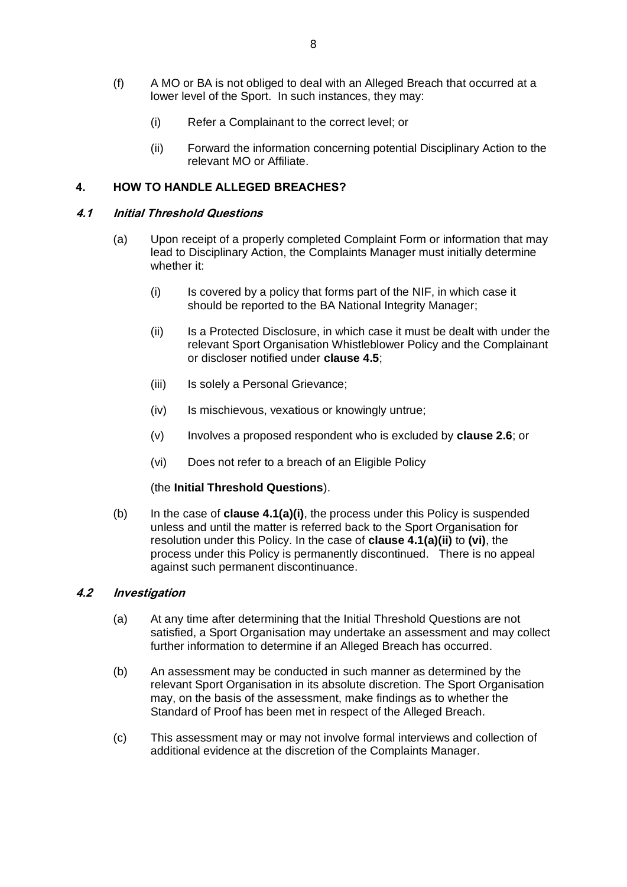(f) A MO or BA is not obliged to deal with an Alleged Breach that occurred at a lower level of the Sport. In such instances, they may:

(i) Refer a Complainant to the correct level; or

(ii) Forward the information concerning potential Disciplinary Action to the relevant MO or Affiliate.

## 4. HOW TO HANDLE ALLEGED BREACHES?

### *4.1 Initial Threshold Questions*

(a) Upon receipt of a properly completed Complaint Form or information that may lead to Disciplinary Action, the Complaints Manager must initially determine whether it:

(i) Is covered by a policy that forms part of the NIF, in which case it should be reported to the BA National Integrity Manager;

(ii) Is a Protected Disclosure, in which case it must be dealt with under the relevant Sport Organisation Whistleblower Policy and the Complainant or discloser notified under **clause 4.5**;

(iii) Is solely a Personal Grievance;

(iv) Is mischievous, vexatious or knowingly untrue;

(v) Involves a proposed respondent who is excluded by **clause 2.6**; or

(vi) Does not refer to a breach of an Eligible Policy

(the **Initial Threshold Questions**).

(b) In the case of **clause 4.1(a)(i)**, the process under this Policy is suspended unless and until the matter is referred back to the Sport Organisation for resolution under this Policy. In the case of **clause 4.1(a)(ii)** to **(vi)**, the process under this Policy is permanently discontinued. There is no appeal against such permanent discontinuance.

### *4.2 Investigation*

(a) At any time after determining that the Initial Threshold Questions are not satisfied, a Sport Organisation may undertake an assessment and may collect further information to determine if an Alleged Breach has occurred.

(b) An assessment may be conducted in such manner as determined by the relevant Sport Organisation in its absolute discretion. The Sport Organisation may, on the basis of the assessment, make findings as to whether the Standard of Proof has been met in respect of the Alleged Breach.

(c) This assessment may or may not involve formal interviews and collection of additional evidence at the discretion of the Complaints Manager.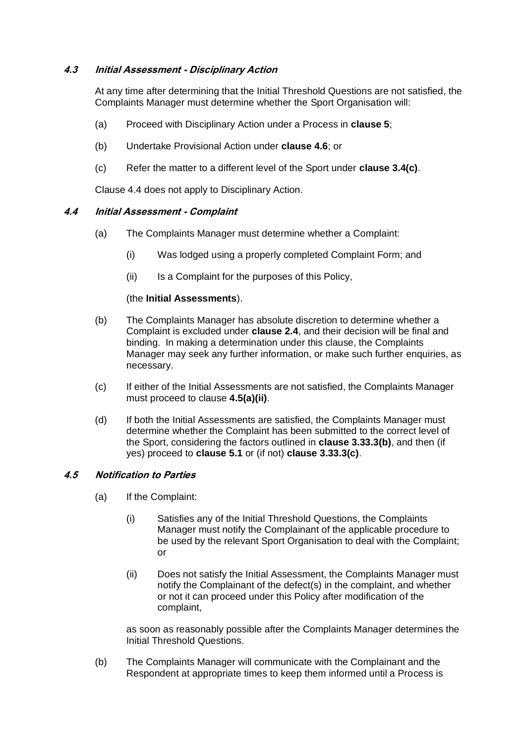### *4.3 Initial Assessment - Disciplinary Action*

At any time after determining that the Initial Threshold Questions are not satisfied, the Complaints Manager must determine whether the Sport Organisation will:

(a) Proceed with Disciplinary Action under a Process in **clause 5**;

(b) Undertake Provisional Action under **clause 4.6**; or

(c) Refer the matter to a different level of the Sport under **clause 3.4(c)**.

Clause 4.4 does not apply to Disciplinary Action.

### *4.4 Initial Assessment - Complaint*

(a) The Complaints Manager must determine whether a Complaint:

(i) Was lodged using a properly completed Complaint Form; and

(ii) Is a Complaint for the purposes of this Policy,

(the **Initial Assessments**).

(b) The Complaints Manager has absolute discretion to determine whether a Complaint is excluded under **clause 2.4**, and their decision will be final and binding. In making a determination under this clause, the Complaints Manager may seek any further information, or make such further enquiries, as necessary.

(c) If either of the Initial Assessments are not satisfied, the Complaints Manager must proceed to clause **4.5(a)(ii)**.

(d) If both the Initial Assessments are satisfied, the Complaints Manager must determine whether the Complaint has been submitted to the correct level of the Sport, considering the factors outlined in **clause 3.33.3(b)**, and then (if yes) proceed to **clause 5.1** or (if not) **clause 3.33.3(c)**.

### *4.5 Notification to Parties*

(a) If the Complaint:

(i) Satisfies any of the Initial Threshold Questions, the Complaints Manager must notify the Complainant of the applicable procedure to be used by the relevant Sport Organisation to deal with the Complaint; or

(ii) Does not satisfy the Initial Assessment, the Complaints Manager must notify the Complainant of the defect(s) in the complaint, and whether or not it can proceed under this Policy after modification of the complaint,

as soon as reasonably possible after the Complaints Manager determines the Initial Threshold Questions.

(b) The Complaints Manager will communicate with the Complainant and the Respondent at appropriate times to keep them informed until a Process is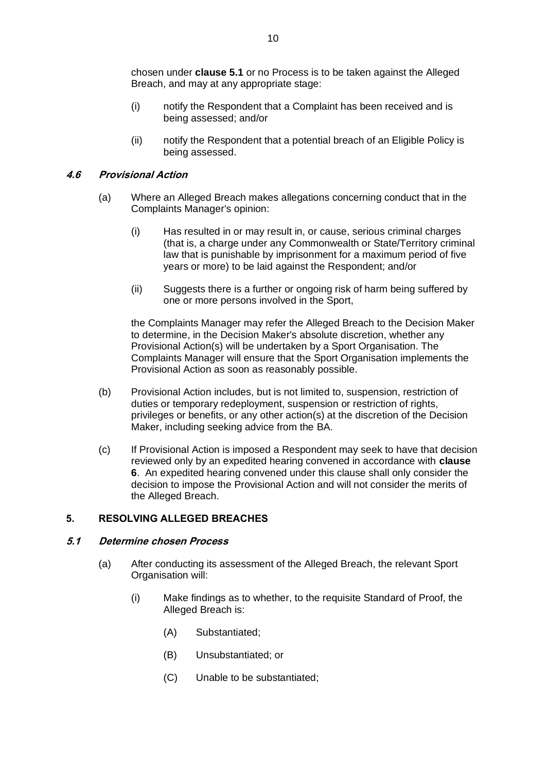chosen under **clause 5.1** or no Process is to be taken against the Alleged Breach, and may at any appropriate stage:

(i) notify the Respondent that a Complaint has been received and is being assessed; and/or

(ii) notify the Respondent that a potential breach of an Eligible Policy is being assessed.

### *4.6 Provisional Action*

(a) Where an Alleged Breach makes allegations concerning conduct that in the Complaints Manager's opinion:

(i) Has resulted in or may result in, or cause, serious criminal charges (that is, a charge under any Commonwealth or State/Territory criminal law that is punishable by imprisonment for a maximum period of five years or more) to be laid against the Respondent; and/or

(ii) Suggests there is a further or ongoing risk of harm being suffered by one or more persons involved in the Sport,

the Complaints Manager may refer the Alleged Breach to the Decision Maker to determine, in the Decision Maker's absolute discretion, whether any Provisional Action(s) will be undertaken by a Sport Organisation. The Complaints Manager will ensure that the Sport Organisation implements the Provisional Action as soon as reasonably possible.

(b) Provisional Action includes, but is not limited to, suspension, restriction of duties or temporary redeployment, suspension or restriction of rights, privileges or benefits, or any other action(s) at the discretion of the Decision Maker, including seeking advice from the BA.

(c) If Provisional Action is imposed a Respondent may seek to have that decision reviewed only by an expedited hearing convened in accordance with **clause 6**. An expedited hearing convened under this clause shall only consider the decision to impose the Provisional Action and will not consider the merits of the Alleged Breach.

## 5. RESOLVING ALLEGED BREACHES

### *5.1 Determine chosen Process*

(a) After conducting its assessment of the Alleged Breach, the relevant Sport Organisation will:

(i) Make findings as to whether, to the requisite Standard of Proof, the Alleged Breach is:

(A) Substantiated;

(B) Unsubstantiated; or

(C) Unable to be substantiated;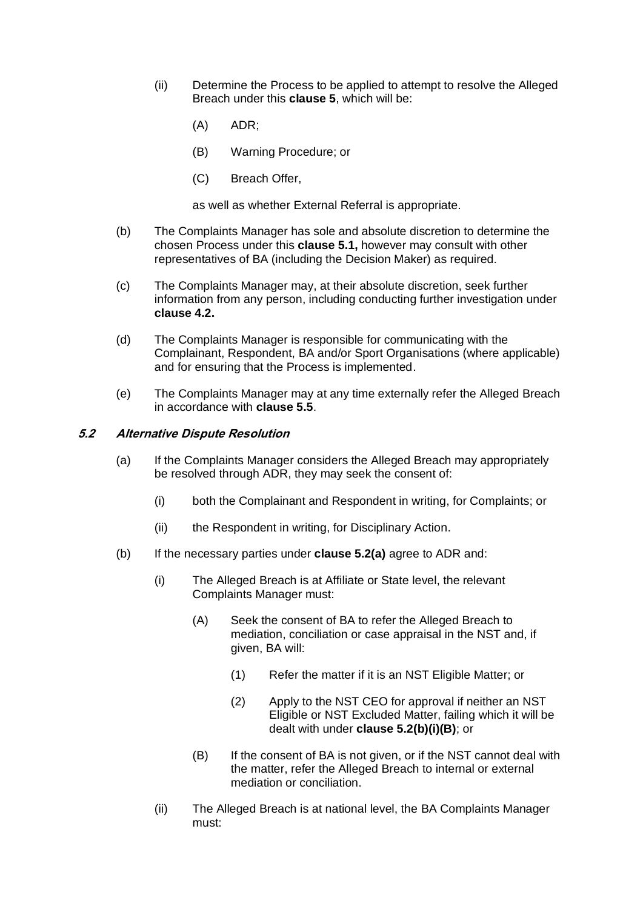(ii) Determine the Process to be applied to attempt to resolve the Alleged Breach under this **clause 5**, which will be:

(A) ADR;

(B) Warning Procedure; or

(C) Breach Offer,

as well as whether External Referral is appropriate.

(b) The Complaints Manager has sole and absolute discretion to determine the chosen Process under this **clause 5.1,** however may consult with other representatives of BA (including the Decision Maker) as required.

(c) The Complaints Manager may, at their absolute discretion, seek further information from any person, including conducting further investigation under **clause 4.2.**

(d) The Complaints Manager is responsible for communicating with the Complainant, Respondent, BA and/or Sport Organisations (where applicable) and for ensuring that the Process is implemented.

(e) The Complaints Manager may at any time externally refer the Alleged Breach in accordance with **clause 5.5**.

### *5.2 Alternative Dispute Resolution*

(a) If the Complaints Manager considers the Alleged Breach may appropriately be resolved through ADR, they may seek the consent of:

(i) both the Complainant and Respondent in writing, for Complaints; or

(ii) the Respondent in writing, for Disciplinary Action.

(b) If the necessary parties under **clause 5.2(a)** agree to ADR and:

(i) The Alleged Breach is at Affiliate or State level, the relevant Complaints Manager must:

(A) Seek the consent of BA to refer the Alleged Breach to mediation, conciliation or case appraisal in the NST and, if given, BA will:

(1) Refer the matter if it is an NST Eligible Matter; or

(2) Apply to the NST CEO for approval if neither an NST Eligible or NST Excluded Matter, failing which it will be dealt with under **clause 5.2(b)(i)(B)**; or

(B) If the consent of BA is not given, or if the NST cannot deal with the matter, refer the Alleged Breach to internal or external mediation or conciliation.

(ii) The Alleged Breach is at national level, the BA Complaints Manager must: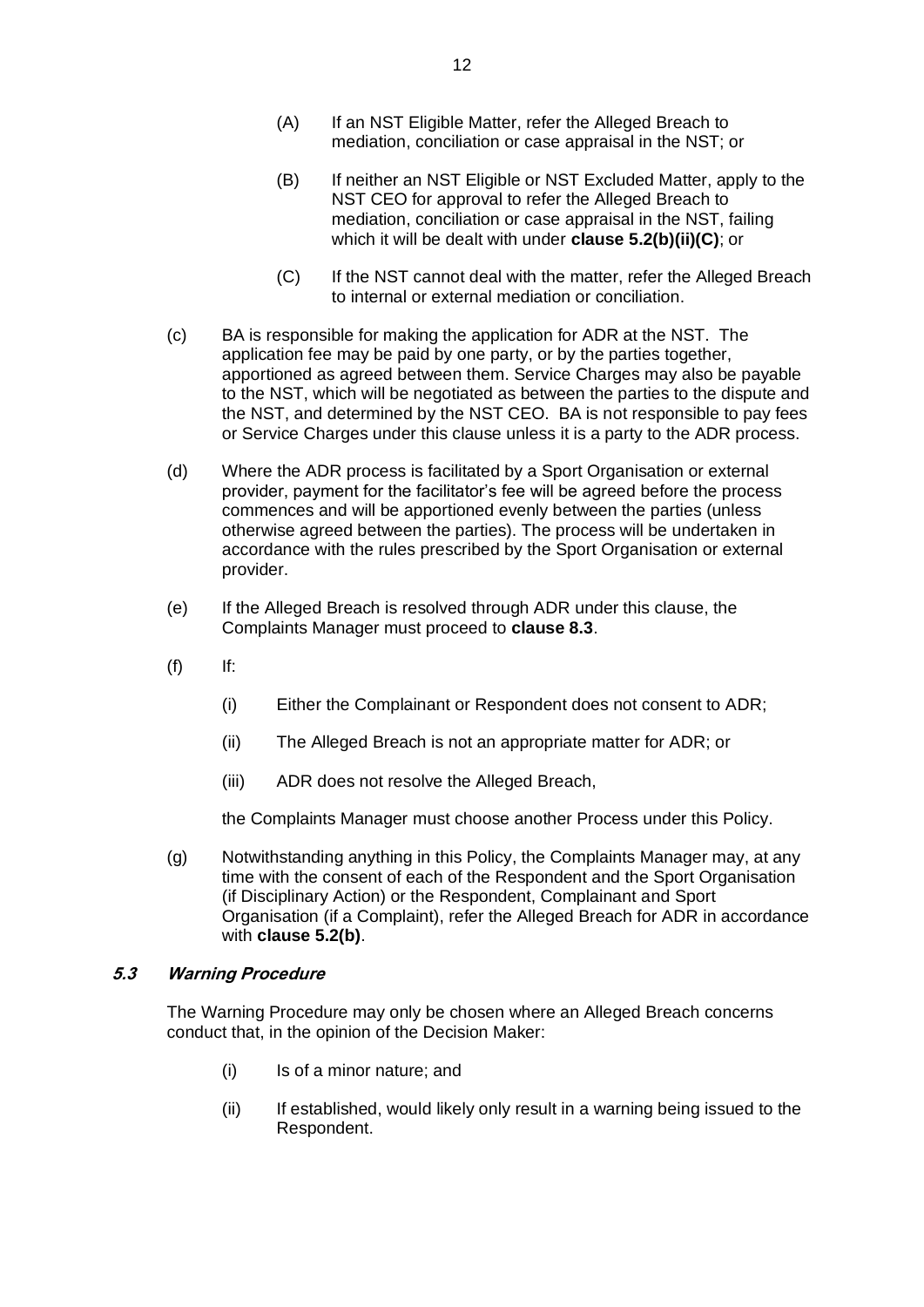(A) If an NST Eligible Matter, refer the Alleged Breach to mediation, conciliation or case appraisal in the NST; or

(B) If neither an NST Eligible or NST Excluded Matter, apply to the NST CEO for approval to refer the Alleged Breach to mediation, conciliation or case appraisal in the NST, failing which it will be dealt with under **clause 5.2(b)(ii)(C)**; or

(C) If the NST cannot deal with the matter, refer the Alleged Breach to internal or external mediation or conciliation.

(c) BA is responsible for making the application for ADR at the NST. The application fee may be paid by one party, or by the parties together, apportioned as agreed between them. Service Charges may also be payable to the NST, which will be negotiated as between the parties to the dispute and the NST, and determined by the NST CEO. BA is not responsible to pay fees or Service Charges under this clause unless it is a party to the ADR process.

(d) Where the ADR process is facilitated by a Sport Organisation or external provider, payment for the facilitator's fee will be agreed before the process commences and will be apportioned evenly between the parties (unless otherwise agreed between the parties). The process will be undertaken in accordance with the rules prescribed by the Sport Organisation or external provider.

(e) If the Alleged Breach is resolved through ADR under this clause, the Complaints Manager must proceed to **clause 8.3**.

(f) If:

(i) Either the Complainant or Respondent does not consent to ADR;

(ii) The Alleged Breach is not an appropriate matter for ADR; or

(iii) ADR does not resolve the Alleged Breach,

the Complaints Manager must choose another Process under this Policy.

(g) Notwithstanding anything in this Policy, the Complaints Manager may, at any time with the consent of each of the Respondent and the Sport Organisation (if Disciplinary Action) or the Respondent, Complainant and Sport Organisation (if a Complaint), refer the Alleged Breach for ADR in accordance with **clause 5.2(b)**.

### *5.3 Warning Procedure*

The Warning Procedure may only be chosen where an Alleged Breach concerns conduct that, in the opinion of the Decision Maker:

(i) Is of a minor nature; and

(ii) If established, would likely only result in a warning being issued to the Respondent.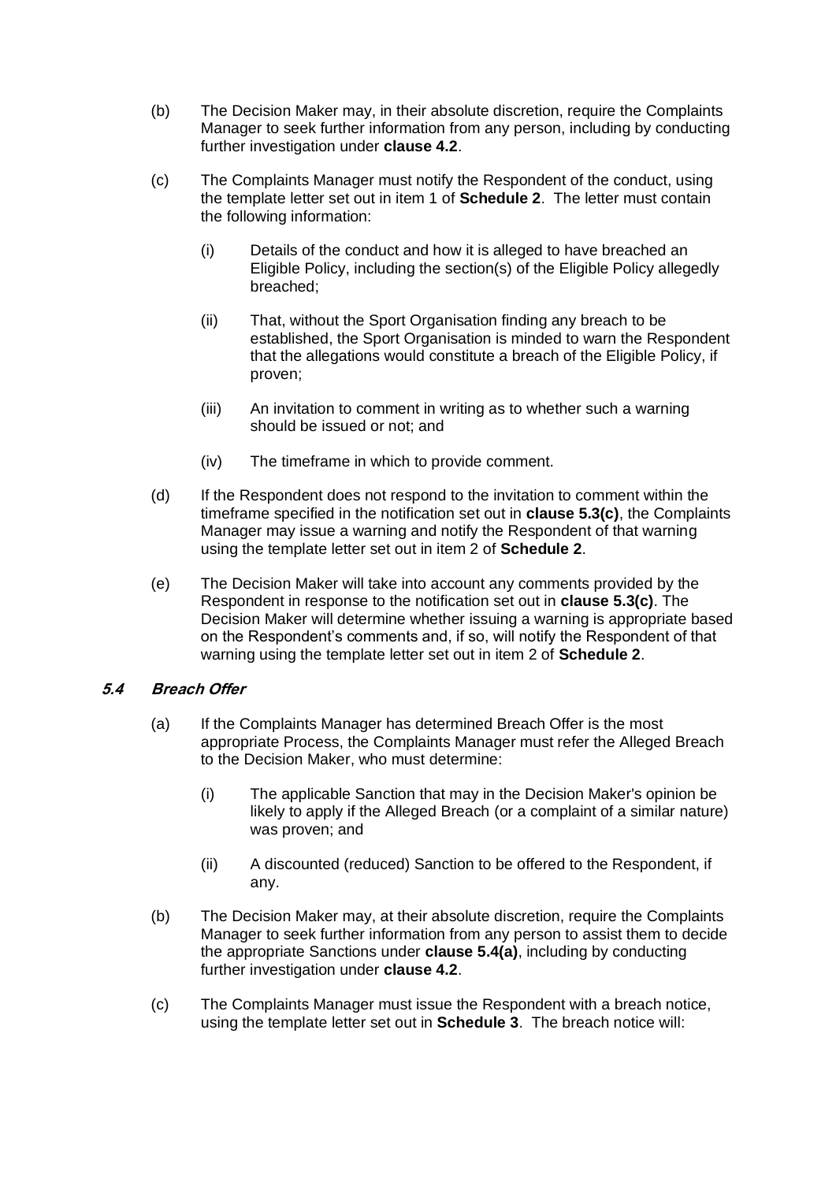(b) The Decision Maker may, in their absolute discretion, require the Complaints Manager to seek further information from any person, including by conducting further investigation under **clause 4.2**.

(c) The Complaints Manager must notify the Respondent of the conduct, using the template letter set out in item 1 of **Schedule 2**. The letter must contain the following information:

(i) Details of the conduct and how it is alleged to have breached an Eligible Policy, including the section(s) of the Eligible Policy allegedly breached;

(ii) That, without the Sport Organisation finding any breach to be established, the Sport Organisation is minded to warn the Respondent that the allegations would constitute a breach of the Eligible Policy, if proven;

(iii) An invitation to comment in writing as to whether such a warning should be issued or not; and

(iv) The timeframe in which to provide comment.

(d) If the Respondent does not respond to the invitation to comment within the timeframe specified in the notification set out in **clause 5.3(c)**, the Complaints Manager may issue a warning and notify the Respondent of that warning using the template letter set out in item 2 of **Schedule 2**.

(e) The Decision Maker will take into account any comments provided by the Respondent in response to the notification set out in **clause 5.3(c)**. The Decision Maker will determine whether issuing a warning is appropriate based on the Respondent's comments and, if so, will notify the Respondent of that warning using the template letter set out in item 2 of **Schedule 2**.

### *5.4 Breach Offer*

(a) If the Complaints Manager has determined Breach Offer is the most appropriate Process, the Complaints Manager must refer the Alleged Breach to the Decision Maker, who must determine:

(i) The applicable Sanction that may in the Decision Maker's opinion be likely to apply if the Alleged Breach (or a complaint of a similar nature) was proven; and

(ii) A discounted (reduced) Sanction to be offered to the Respondent, if any.

(b) The Decision Maker may, at their absolute discretion, require the Complaints Manager to seek further information from any person to assist them to decide the appropriate Sanctions under **clause 5.4(a)**, including by conducting further investigation under **clause 4.2**.

(c) The Complaints Manager must issue the Respondent with a breach notice, using the template letter set out in **Schedule 3**. The breach notice will: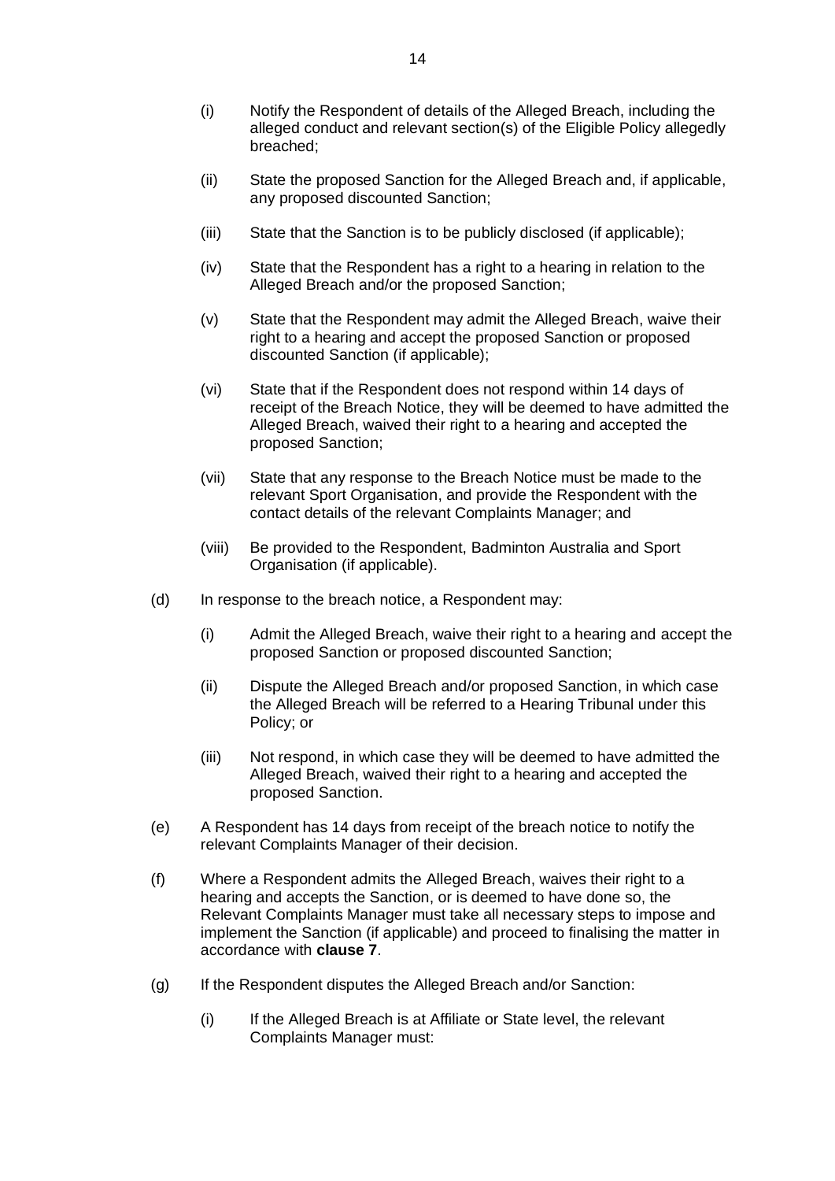(i) Notify the Respondent of details of the Alleged Breach, including the alleged conduct and relevant section(s) of the Eligible Policy allegedly breached;

(ii) State the proposed Sanction for the Alleged Breach and, if applicable, any proposed discounted Sanction;

(iii) State that the Sanction is to be publicly disclosed (if applicable);

(iv) State that the Respondent has a right to a hearing in relation to the Alleged Breach and/or the proposed Sanction;

(v) State that the Respondent may admit the Alleged Breach, waive their right to a hearing and accept the proposed Sanction or proposed discounted Sanction (if applicable);

(vi) State that if the Respondent does not respond within 14 days of receipt of the Breach Notice, they will be deemed to have admitted the Alleged Breach, waived their right to a hearing and accepted the proposed Sanction;

(vii) State that any response to the Breach Notice must be made to the relevant Sport Organisation, and provide the Respondent with the contact details of the relevant Complaints Manager; and

(viii) Be provided to the Respondent, Badminton Australia and Sport Organisation (if applicable).

(d) In response to the breach notice, a Respondent may:

(i) Admit the Alleged Breach, waive their right to a hearing and accept the proposed Sanction or proposed discounted Sanction;

(ii) Dispute the Alleged Breach and/or proposed Sanction, in which case the Alleged Breach will be referred to a Hearing Tribunal under this Policy; or

(iii) Not respond, in which case they will be deemed to have admitted the Alleged Breach, waived their right to a hearing and accepted the proposed Sanction.

(e) A Respondent has 14 days from receipt of the breach notice to notify the relevant Complaints Manager of their decision.

(f) Where a Respondent admits the Alleged Breach, waives their right to a hearing and accepts the Sanction, or is deemed to have done so, the Relevant Complaints Manager must take all necessary steps to impose and implement the Sanction (if applicable) and proceed to finalising the matter in accordance with **clause 7**.

(g) If the Respondent disputes the Alleged Breach and/or Sanction:

(i) If the Alleged Breach is at Affiliate or State level, the relevant Complaints Manager must: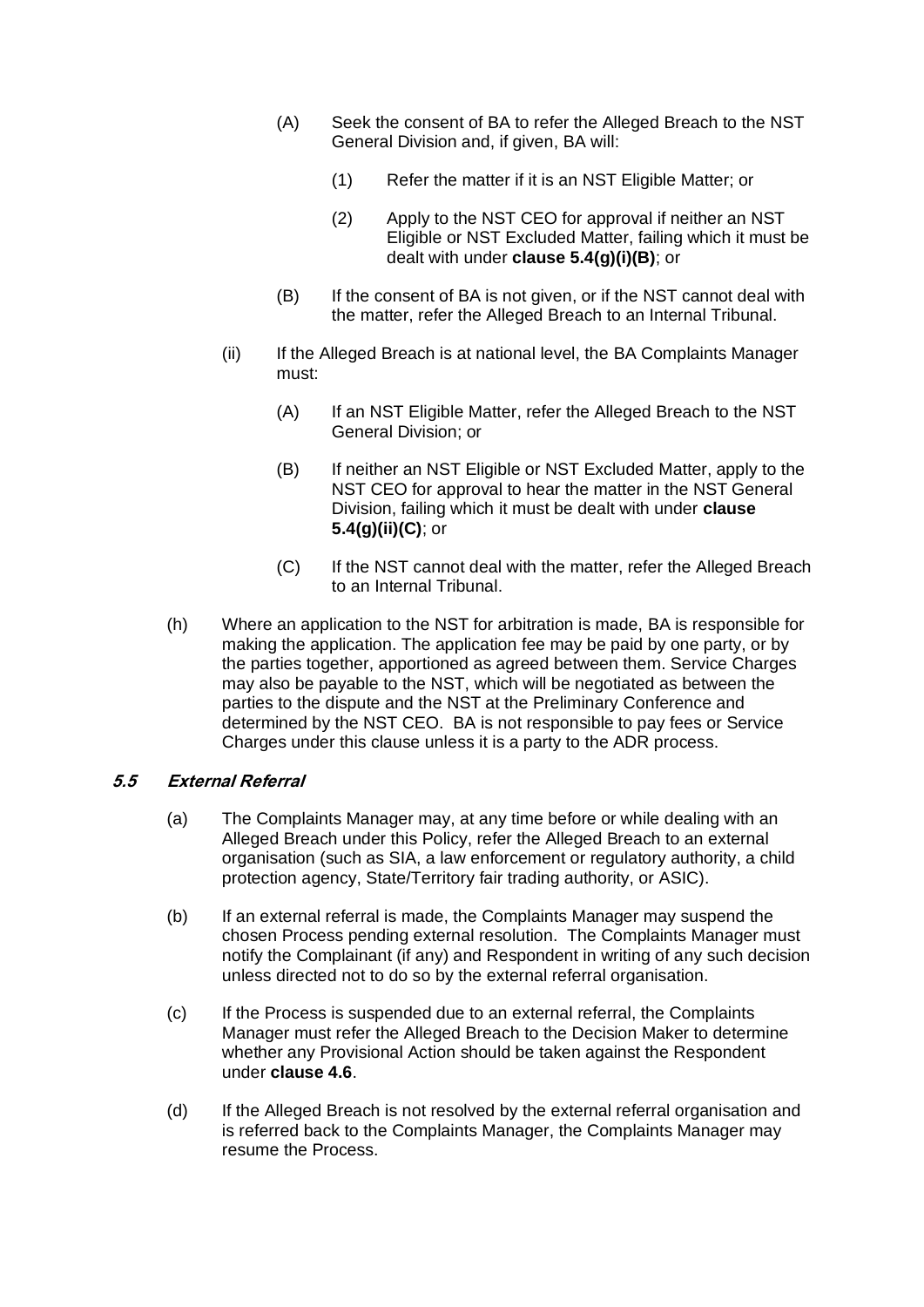(A) Seek the consent of BA to refer the Alleged Breach to the NST General Division and, if given, BA will:

(1) Refer the matter if it is an NST Eligible Matter; or

(2) Apply to the NST CEO for approval if neither an NST Eligible or NST Excluded Matter, failing which it must be dealt with under **clause 5.4(g)(i)(B)**; or

(B) If the consent of BA is not given, or if the NST cannot deal with the matter, refer the Alleged Breach to an Internal Tribunal.

(ii) If the Alleged Breach is at national level, the BA Complaints Manager must:

(A) If an NST Eligible Matter, refer the Alleged Breach to the NST General Division; or

(B) If neither an NST Eligible or NST Excluded Matter, apply to the NST CEO for approval to hear the matter in the NST General Division, failing which it must be dealt with under **clause 5.4(g)(ii)(C)**; or

(C) If the NST cannot deal with the matter, refer the Alleged Breach to an Internal Tribunal.

(h) Where an application to the NST for arbitration is made, BA is responsible for making the application. The application fee may be paid by one party, or by the parties together, apportioned as agreed between them. Service Charges may also be payable to the NST, which will be negotiated as between the parties to the dispute and the NST at the Preliminary Conference and determined by the NST CEO. BA is not responsible to pay fees or Service Charges under this clause unless it is a party to the ADR process.

### *5.5 External Referral*

(a) The Complaints Manager may, at any time before or while dealing with an Alleged Breach under this Policy, refer the Alleged Breach to an external organisation (such as SIA, a law enforcement or regulatory authority, a child protection agency, State/Territory fair trading authority, or ASIC).

(b) If an external referral is made, the Complaints Manager may suspend the chosen Process pending external resolution. The Complaints Manager must notify the Complainant (if any) and Respondent in writing of any such decision unless directed not to do so by the external referral organisation.

(c) If the Process is suspended due to an external referral, the Complaints Manager must refer the Alleged Breach to the Decision Maker to determine whether any Provisional Action should be taken against the Respondent under **clause 4.6**.

(d) If the Alleged Breach is not resolved by the external referral organisation and is referred back to the Complaints Manager, the Complaints Manager may resume the Process.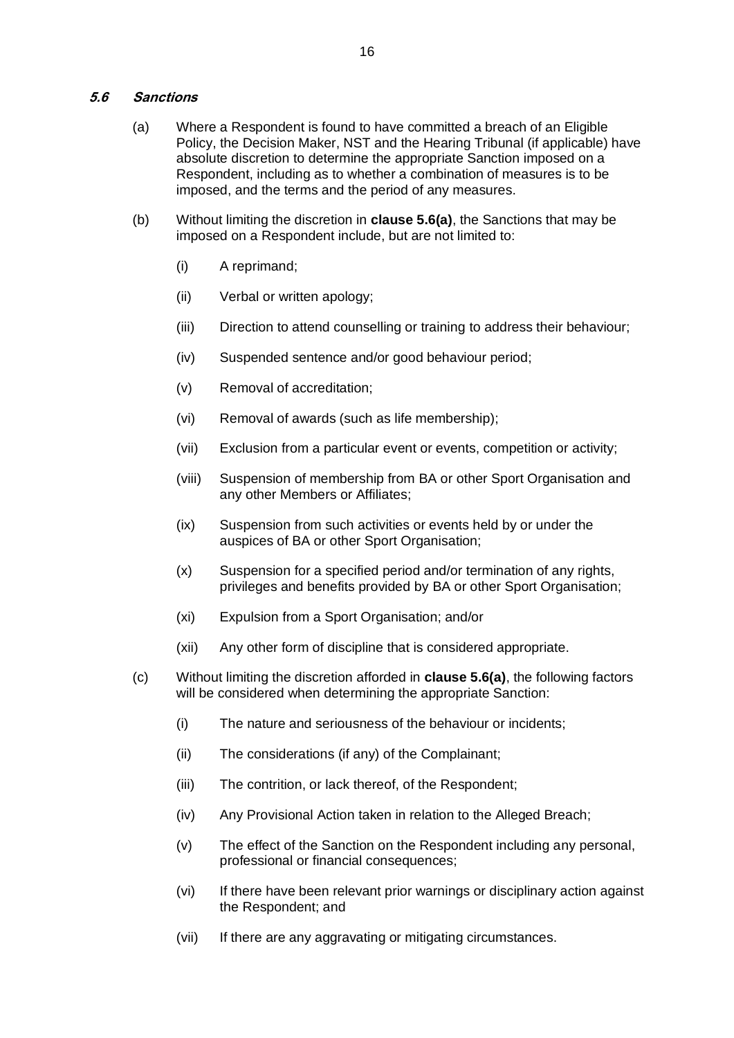### *5.6 Sanctions*

(a) Where a Respondent is found to have committed a breach of an Eligible Policy, the Decision Maker, NST and the Hearing Tribunal (if applicable) have absolute discretion to determine the appropriate Sanction imposed on a Respondent, including as to whether a combination of measures is to be imposed, and the terms and the period of any measures.

(b) Without limiting the discretion in **clause 5.6(a)**, the Sanctions that may be imposed on a Respondent include, but are not limited to:

  (i) A reprimand;

  (ii) Verbal or written apology;

  (iii) Direction to attend counselling or training to address their behaviour;

  (iv) Suspended sentence and/or good behaviour period;

  (v) Removal of accreditation;

  (vi) Removal of awards (such as life membership);

  (vii) Exclusion from a particular event or events, competition or activity;

  (viii) Suspension of membership from BA or other Sport Organisation and any other Members or Affiliates;

  (ix) Suspension from such activities or events held by or under the auspices of BA or other Sport Organisation;

  (x) Suspension for a specified period and/or termination of any rights, privileges and benefits provided by BA or other Sport Organisation;

  (xi) Expulsion from a Sport Organisation; and/or

  (xii) Any other form of discipline that is considered appropriate.

(c) Without limiting the discretion afforded in **clause 5.6(a)**, the following factors will be considered when determining the appropriate Sanction:

  (i) The nature and seriousness of the behaviour or incidents;

  (ii) The considerations (if any) of the Complainant;

  (iii) The contrition, or lack thereof, of the Respondent;

  (iv) Any Provisional Action taken in relation to the Alleged Breach;

  (v) The effect of the Sanction on the Respondent including any personal, professional or financial consequences;

  (vi) If there have been relevant prior warnings or disciplinary action against the Respondent; and

  (vii) If there are any aggravating or mitigating circumstances.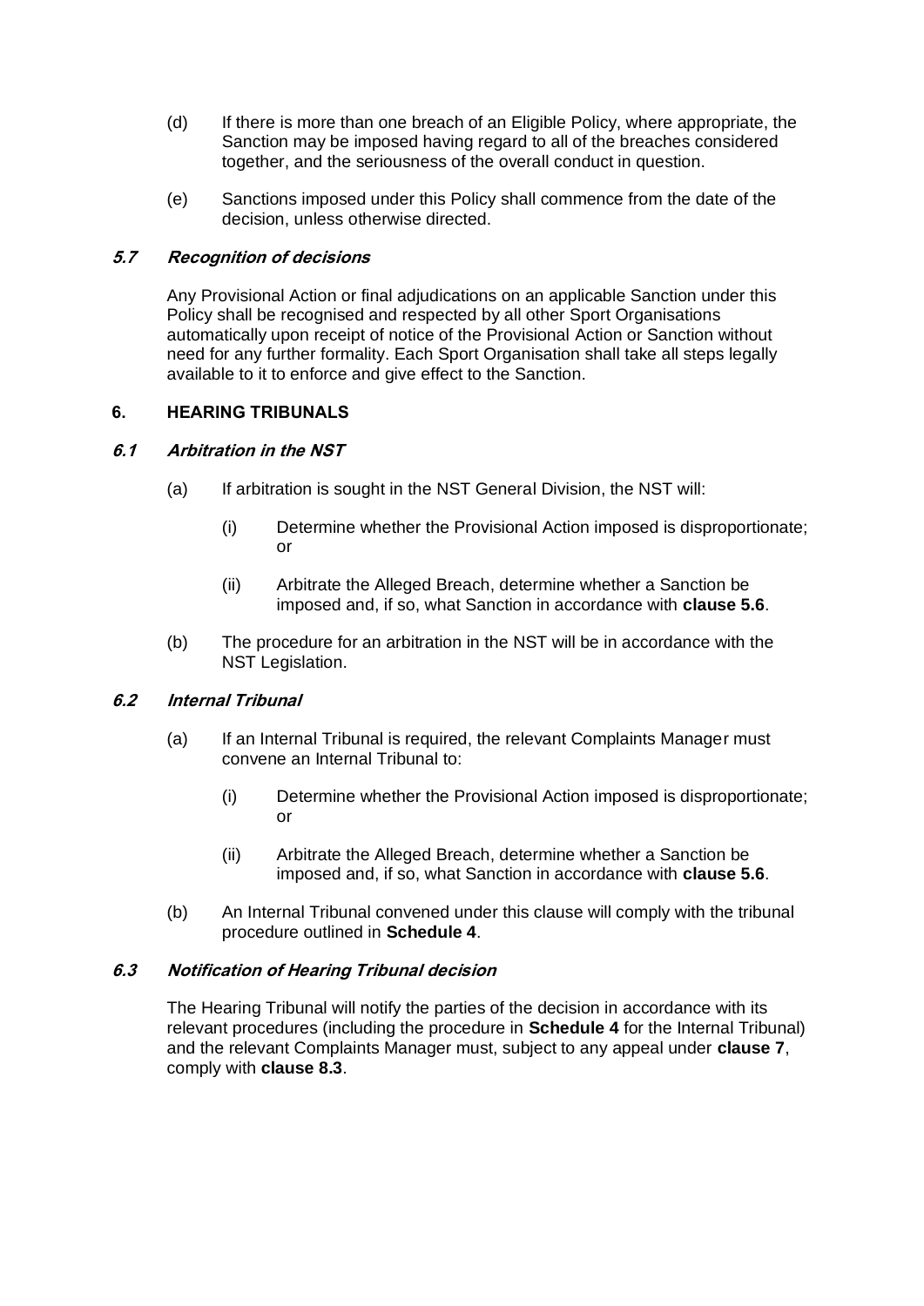(d) If there is more than one breach of an Eligible Policy, where appropriate, the Sanction may be imposed having regard to all of the breaches considered together, and the seriousness of the overall conduct in question.

(e) Sanctions imposed under this Policy shall commence from the date of the decision, unless otherwise directed.

### *5.7 Recognition of decisions*

Any Provisional Action or final adjudications on an applicable Sanction under this Policy shall be recognised and respected by all other Sport Organisations automatically upon receipt of notice of the Provisional Action or Sanction without need for any further formality. Each Sport Organisation shall take all steps legally available to it to enforce and give effect to the Sanction.

## 6. HEARING TRIBUNALS

### *6.1 Arbitration in the NST*

(a) If arbitration is sought in the NST General Division, the NST will:

(i) Determine whether the Provisional Action imposed is disproportionate; or

(ii) Arbitrate the Alleged Breach, determine whether a Sanction be imposed and, if so, what Sanction in accordance with **clause 5.6**.

(b) The procedure for an arbitration in the NST will be in accordance with the NST Legislation.

### *6.2 Internal Tribunal*

(a) If an Internal Tribunal is required, the relevant Complaints Manager must convene an Internal Tribunal to:

(i) Determine whether the Provisional Action imposed is disproportionate; or

(ii) Arbitrate the Alleged Breach, determine whether a Sanction be imposed and, if so, what Sanction in accordance with **clause 5.6**.

(b) An Internal Tribunal convened under this clause will comply with the tribunal procedure outlined in **Schedule 4**.

### *6.3 Notification of Hearing Tribunal decision*

The Hearing Tribunal will notify the parties of the decision in accordance with its relevant procedures (including the procedure in **Schedule 4** for the Internal Tribunal) and the relevant Complaints Manager must, subject to any appeal under **clause 7**, comply with **clause 8.3**.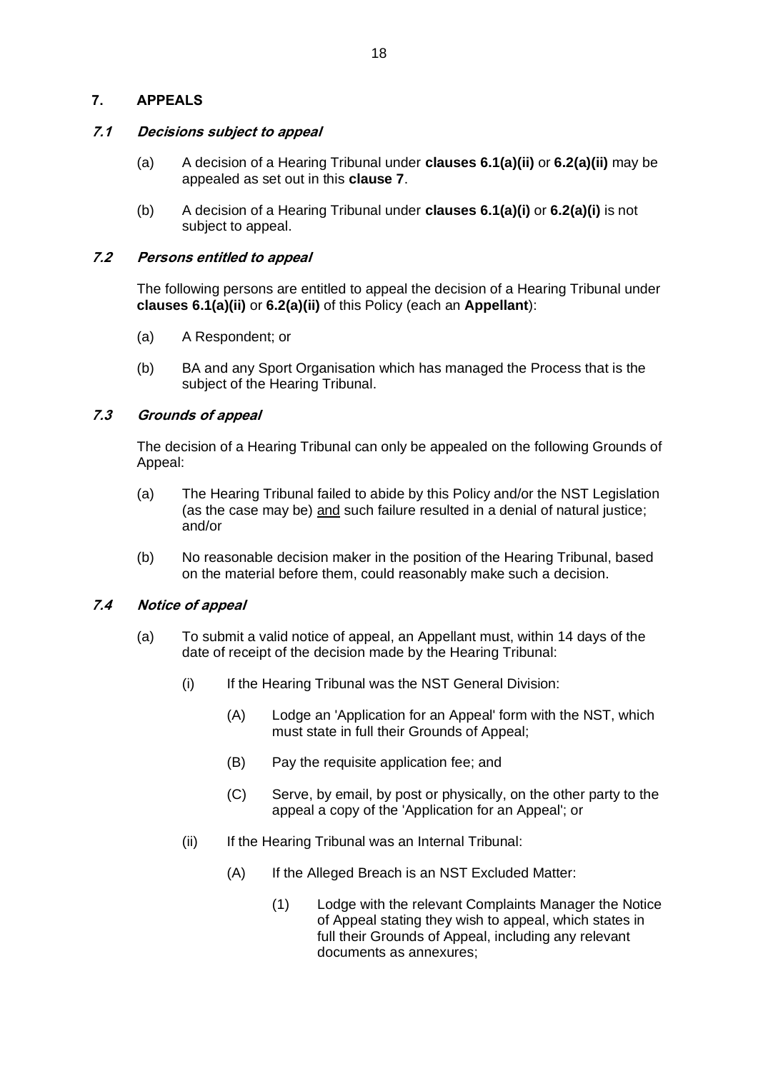## 7. APPEALS

### *7.1 Decisions subject to appeal*

(a) A decision of a Hearing Tribunal under **clauses 6.1(a)(ii)** or **6.2(a)(ii)** may be appealed as set out in this **clause 7**.

(b) A decision of a Hearing Tribunal under **clauses 6.1(a)(i)** or **6.2(a)(i)** is not subject to appeal.

### *7.2 Persons entitled to appeal*

The following persons are entitled to appeal the decision of a Hearing Tribunal under **clauses 6.1(a)(ii)** or **6.2(a)(ii)** of this Policy (each an **Appellant**):

(a) A Respondent; or

(b) BA and any Sport Organisation which has managed the Process that is the subject of the Hearing Tribunal.

### *7.3 Grounds of appeal*

The decision of a Hearing Tribunal can only be appealed on the following Grounds of Appeal:

(a) The Hearing Tribunal failed to abide by this Policy and/or the NST Legislation (as the case may be) <u>and</u> such failure resulted in a denial of natural justice; and/or

(b) No reasonable decision maker in the position of the Hearing Tribunal, based on the material before them, could reasonably make such a decision.

### *7.4 Notice of appeal*

(a) To submit a valid notice of appeal, an Appellant must, within 14 days of the date of receipt of the decision made by the Hearing Tribunal:

  (i) If the Hearing Tribunal was the NST General Division:

    (A) Lodge an 'Application for an Appeal' form with the NST, which must state in full their Grounds of Appeal;

    (B) Pay the requisite application fee; and

    (C) Serve, by email, by post or physically, on the other party to the appeal a copy of the 'Application for an Appeal'; or

  (ii) If the Hearing Tribunal was an Internal Tribunal:

    (A) If the Alleged Breach is an NST Excluded Matter:

      (1) Lodge with the relevant Complaints Manager the Notice of Appeal stating they wish to appeal, which states in full their Grounds of Appeal, including any relevant documents as annexures;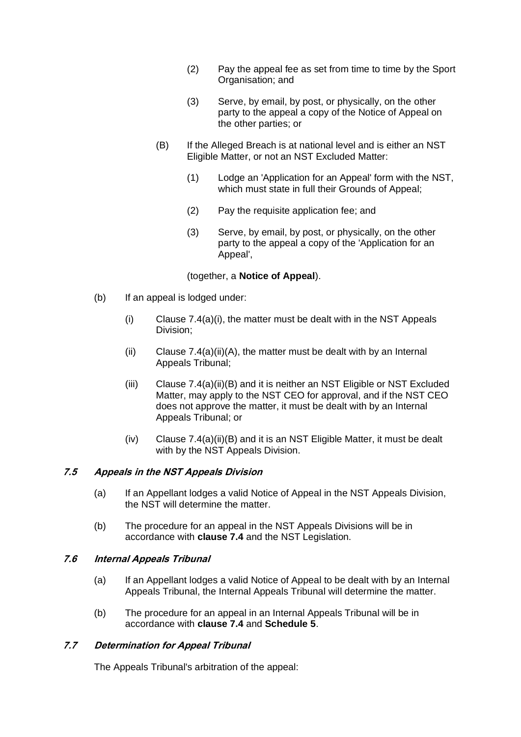(2) Pay the appeal fee as set from time to time by the Sport Organisation; and

(3) Serve, by email, by post, or physically, on the other party to the appeal a copy of the Notice of Appeal on the other parties; or

(B) If the Alleged Breach is at national level and is either an NST Eligible Matter, or not an NST Excluded Matter:

(1) Lodge an 'Application for an Appeal' form with the NST, which must state in full their Grounds of Appeal;

(2) Pay the requisite application fee; and

(3) Serve, by email, by post, or physically, on the other party to the appeal a copy of the 'Application for an Appeal',

(together, a **Notice of Appeal**).

(b) If an appeal is lodged under:

(i) Clause 7.4(a)(i), the matter must be dealt with in the NST Appeals Division;

(ii) Clause 7.4(a)(ii)(A), the matter must be dealt with by an Internal Appeals Tribunal;

(iii) Clause 7.4(a)(ii)(B) and it is neither an NST Eligible or NST Excluded Matter, may apply to the NST CEO for approval, and if the NST CEO does not approve the matter, it must be dealt with by an Internal Appeals Tribunal; or

(iv) Clause 7.4(a)(ii)(B) and it is an NST Eligible Matter, it must be dealt with by the NST Appeals Division.

### *7.5 Appeals in the NST Appeals Division*

(a) If an Appellant lodges a valid Notice of Appeal in the NST Appeals Division, the NST will determine the matter.

(b) The procedure for an appeal in the NST Appeals Divisions will be in accordance with **clause 7.4** and the NST Legislation.

### *7.6 Internal Appeals Tribunal*

(a) If an Appellant lodges a valid Notice of Appeal to be dealt with by an Internal Appeals Tribunal, the Internal Appeals Tribunal will determine the matter.

(b) The procedure for an appeal in an Internal Appeals Tribunal will be in accordance with **clause 7.4** and **Schedule 5**.

### *7.7 Determination for Appeal Tribunal*

The Appeals Tribunal's arbitration of the appeal: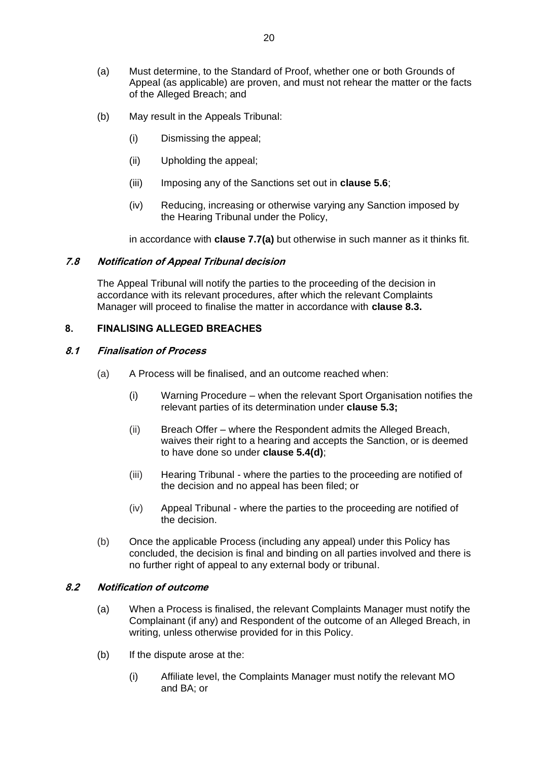(a) Must determine, to the Standard of Proof, whether one or both Grounds of Appeal (as applicable) are proven, and must not rehear the matter or the facts of the Alleged Breach; and

(b) May result in the Appeals Tribunal:

   (i) Dismissing the appeal;

   (ii) Upholding the appeal;

   (iii) Imposing any of the Sanctions set out in **clause 5.6**;

   (iv) Reducing, increasing or otherwise varying any Sanction imposed by the Hearing Tribunal under the Policy,

   in accordance with **clause 7.7(a)** but otherwise in such manner as it thinks fit.

### *7.8 Notification of Appeal Tribunal decision*

The Appeal Tribunal will notify the parties to the proceeding of the decision in accordance with its relevant procedures, after which the relevant Complaints Manager will proceed to finalise the matter in accordance with **clause 8.3.**

## 8. FINALISING ALLEGED BREACHES

### *8.1 Finalisation of Process*

(a) A Process will be finalised, and an outcome reached when:

   (i) Warning Procedure – when the relevant Sport Organisation notifies the relevant parties of its determination under **clause 5.3;**

   (ii) Breach Offer – where the Respondent admits the Alleged Breach, waives their right to a hearing and accepts the Sanction, or is deemed to have done so under **clause 5.4(d)**;

   (iii) Hearing Tribunal - where the parties to the proceeding are notified of the decision and no appeal has been filed; or

   (iv) Appeal Tribunal - where the parties to the proceeding are notified of the decision.

(b) Once the applicable Process (including any appeal) under this Policy has concluded, the decision is final and binding on all parties involved and there is no further right of appeal to any external body or tribunal.

### *8.2 Notification of outcome*

(a) When a Process is finalised, the relevant Complaints Manager must notify the Complainant (if any) and Respondent of the outcome of an Alleged Breach, in writing, unless otherwise provided for in this Policy.

(b) If the dispute arose at the:

   (i) Affiliate level, the Complaints Manager must notify the relevant MO and BA; or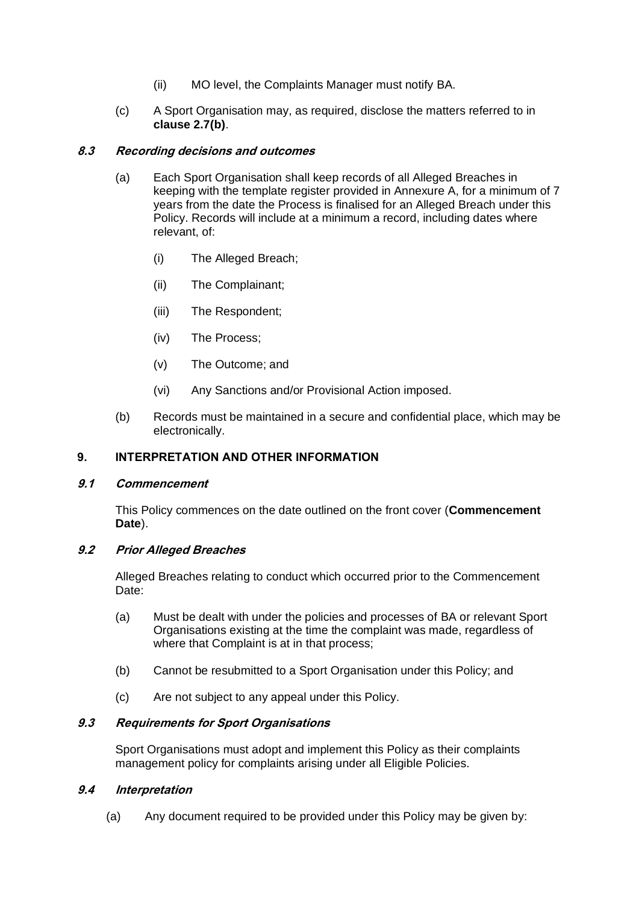(ii) MO level, the Complaints Manager must notify BA.

(c) A Sport Organisation may, as required, disclose the matters referred to in **clause 2.7(b)**.

### *8.3 Recording decisions and outcomes*

(a) Each Sport Organisation shall keep records of all Alleged Breaches in keeping with the template register provided in Annexure A, for a minimum of 7 years from the date the Process is finalised for an Alleged Breach under this Policy. Records will include at a minimum a record, including dates where relevant, of:

(i) The Alleged Breach;

(ii) The Complainant;

(iii) The Respondent;

(iv) The Process;

(v) The Outcome; and

(vi) Any Sanctions and/or Provisional Action imposed.

(b) Records must be maintained in a secure and confidential place, which may be electronically.

## 9. INTERPRETATION AND OTHER INFORMATION

### *9.1 Commencement*

This Policy commences on the date outlined on the front cover (**Commencement Date**).

### *9.2 Prior Alleged Breaches*

Alleged Breaches relating to conduct which occurred prior to the Commencement Date:

(a) Must be dealt with under the policies and processes of BA or relevant Sport Organisations existing at the time the complaint was made, regardless of where that Complaint is at in that process;

(b) Cannot be resubmitted to a Sport Organisation under this Policy; and

(c) Are not subject to any appeal under this Policy.

### *9.3 Requirements for Sport Organisations*

Sport Organisations must adopt and implement this Policy as their complaints management policy for complaints arising under all Eligible Policies.

### *9.4 Interpretation*

(a) Any document required to be provided under this Policy may be given by: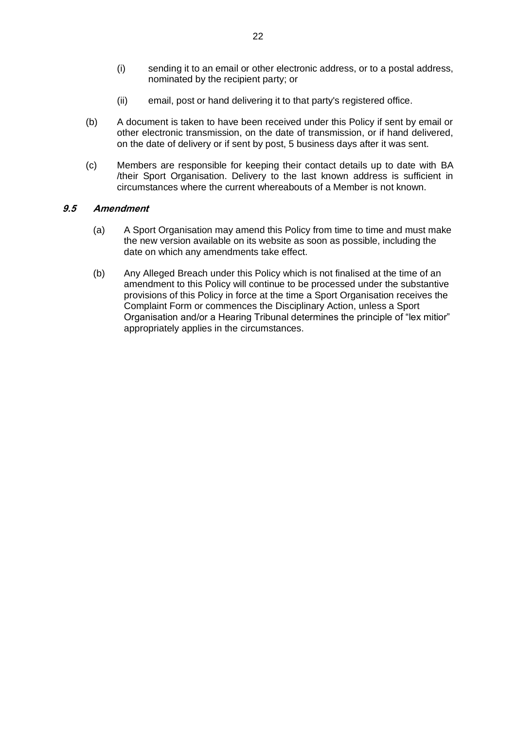(i) sending it to an email or other electronic address, or to a postal address, nominated by the recipient party; or

(ii) email, post or hand delivering it to that party's registered office.

(b) A document is taken to have been received under this Policy if sent by email or other electronic transmission, on the date of transmission, or if hand delivered, on the date of delivery or if sent by post, 5 business days after it was sent.

(c) Members are responsible for keeping their contact details up to date with BA /their Sport Organisation. Delivery to the last known address is sufficient in circumstances where the current whereabouts of a Member is not known.

### *9.5 Amendment*

(a) A Sport Organisation may amend this Policy from time to time and must make the new version available on its website as soon as possible, including the date on which any amendments take effect.

(b) Any Alleged Breach under this Policy which is not finalised at the time of an amendment to this Policy will continue to be processed under the substantive provisions of this Policy in force at the time a Sport Organisation receives the Complaint Form or commences the Disciplinary Action, unless a Sport Organisation and/or a Hearing Tribunal determines the principle of "lex mitior" appropriately applies in the circumstances.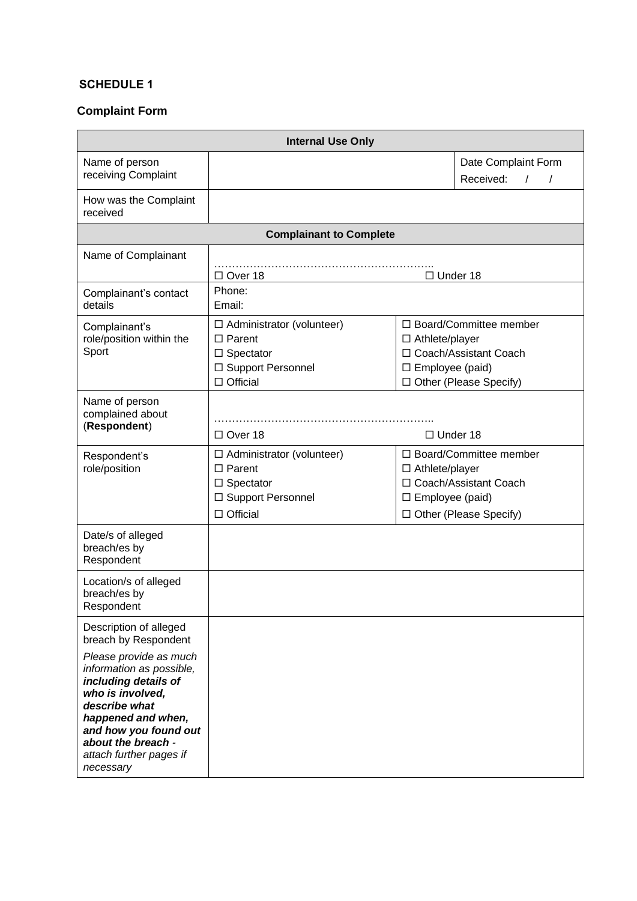## SCHEDULE 1

### Complaint Form

| **Internal Use Only** | | | |
|---|---|---|---|
| Name of person receiving Complaint | | | Date Complaint Form Received: / / |
| How was the Complaint received | | | |
| **Complainant to Complete** | | | |
| Name of Complainant | ……………………………………………………..<br>☐ Over 18 | ☐ Under 18 | |
| Complainant's contact details | Phone:<br>Email: | | |
| Complainant's role/position within the Sport | ☐ Administrator (volunteer)<br>☐ Parent<br>☐ Spectator<br>☐ Support Personnel<br>☐ Official | ☐ Board/Committee member<br>☐ Athlete/player<br>☐ Coach/Assistant Coach<br>☐ Employee (paid)<br>☐ Other (Please Specify) | |
| Name of person complained about (**Respondent**) | ……………………………………………………..<br>☐ Over 18 | ☐ Under 18 | |
| Respondent's role/position | ☐ Administrator (volunteer)<br>☐ Parent<br>☐ Spectator<br>☐ Support Personnel<br>☐ Official | ☐ Board/Committee member<br>☐ Athlete/player<br>☐ Coach/Assistant Coach<br>☐ Employee (paid)<br>☐ Other (Please Specify) | |
| Date/s of alleged breach/es by Respondent | | | |
| Location/s of alleged breach/es by Respondent | | | |
| Description of alleged breach by Respondent<br>*Please provide as much information as possible, **including details of who is involved, describe what happened and when, and how you found out about the breach** - attach further pages if necessary* | | | |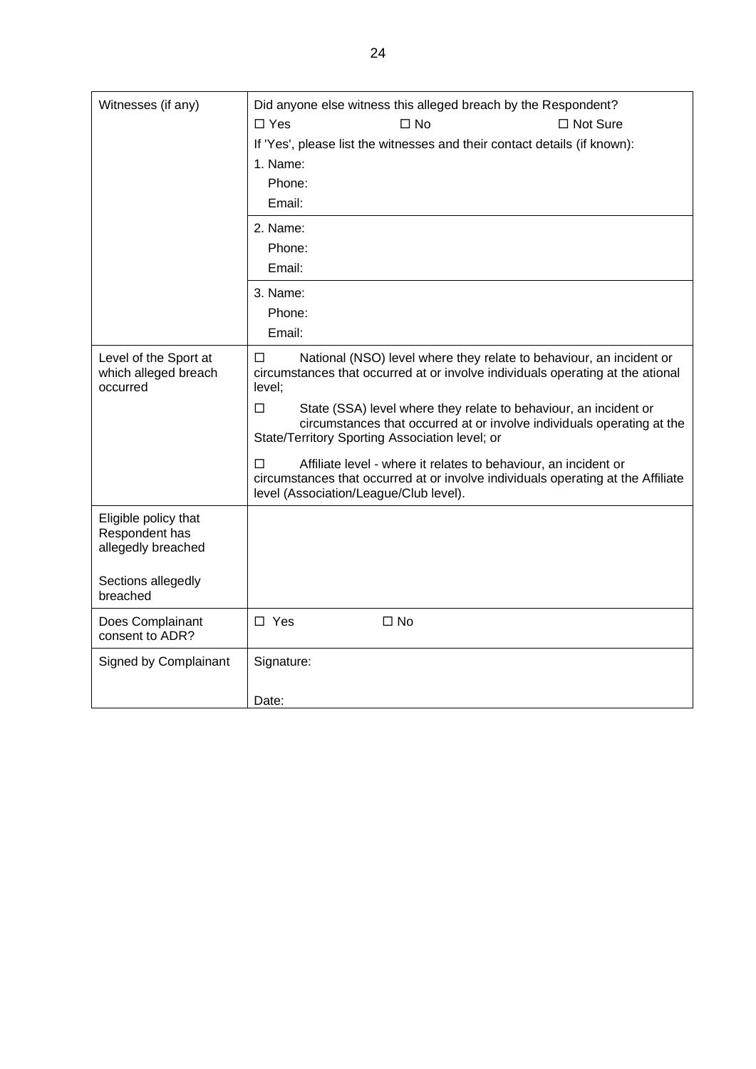| | |
|---|---|
| Witnesses (if any) | Did anyone else witness this alleged breach by the Respondent?<br>☐ Yes ☐ No ☐ Not Sure<br>If 'Yes', please list the witnesses and their contact details (if known):<br>1. Name:<br>Phone:<br>Email: |
| | 2. Name:<br>Phone:<br>Email: |
| | 3. Name:<br>Phone:<br>Email: |
| Level of the Sport at which alleged breach occurred | ☐ National (NSO) level where they relate to behaviour, an incident or circumstances that occurred at or involve individuals operating at the ational level;<br>☐ State (SSA) level where they relate to behaviour, an incident or circumstances that occurred at or involve individuals operating at the State/Territory Sporting Association level; or<br>☐ Affiliate level - where it relates to behaviour, an incident or circumstances that occurred at or involve individuals operating at the Affiliate level (Association/League/Club level). |
| Eligible policy that Respondent has allegedly breached<br><br>Sections allegedly breached | |
| Does Complainant consent to ADR? | ☐ Yes ☐ No |
| Signed by Complainant | Signature:<br><br>Date: |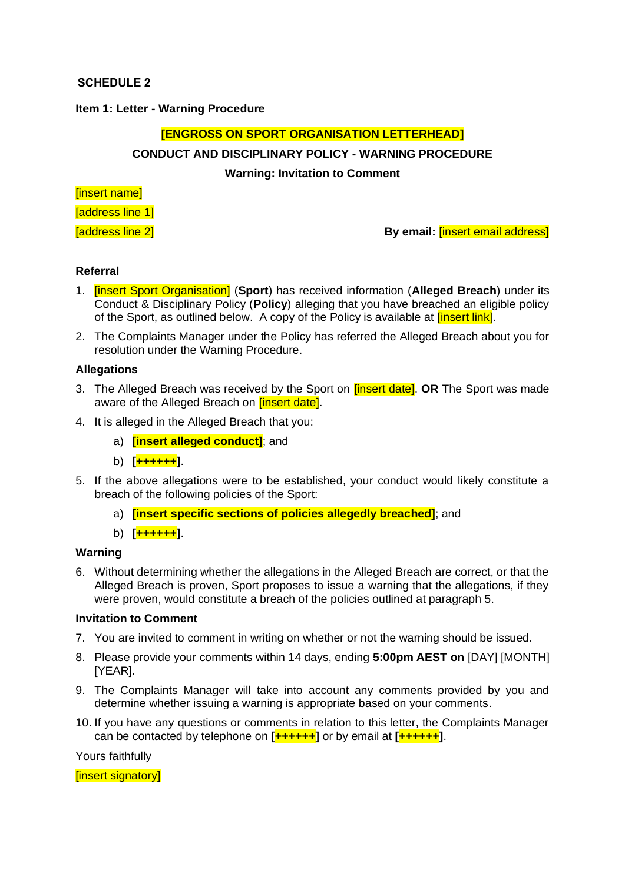**SCHEDULE 2**

**Item 1: Letter - Warning Procedure**

**[ENGROSS ON SPORT ORGANISATION LETTERHEAD]**

**CONDUCT AND DISCIPLINARY POLICY - WARNING PROCEDURE**

**Warning: Invitation to Comment**

[insert name]

[address line 1]

[address line 2]

**By email:** [insert email address]

**Referral**

1. [insert Sport Organisation] (**Sport**) has received information (**Alleged Breach**) under its Conduct & Disciplinary Policy (**Policy**) alleging that you have breached an eligible policy of the Sport, as outlined below. A copy of the Policy is available at [insert link].
2. The Complaints Manager under the Policy has referred the Alleged Breach about you for resolution under the Warning Procedure.

**Allegations**

3. The Alleged Breach was received by the Sport on [insert date]. **OR** The Sport was made aware of the Alleged Breach on [insert date].
4. It is alleged in the Alleged Breach that you:
   a) **[insert alleged conduct]**; and
   b) **[++++++]**.
5. If the above allegations were to be established, your conduct would likely constitute a breach of the following policies of the Sport:
   a) **[insert specific sections of policies allegedly breached]**; and
   b) **[++++++]**.

**Warning**

6. Without determining whether the allegations in the Alleged Breach are correct, or that the Alleged Breach is proven, Sport proposes to issue a warning that the allegations, if they were proven, would constitute a breach of the policies outlined at paragraph 5.

**Invitation to Comment**

7. You are invited to comment in writing on whether or not the warning should be issued.
8. Please provide your comments within 14 days, ending **5:00pm AEST on** [DAY] [MONTH] [YEAR].
9. The Complaints Manager will take into account any comments provided by you and determine whether issuing a warning is appropriate based on your comments.
10. If you have any questions or comments in relation to this letter, the Complaints Manager can be contacted by telephone on **[++++++]** or by email at **[++++++]**.

Yours faithfully

[insert signatory]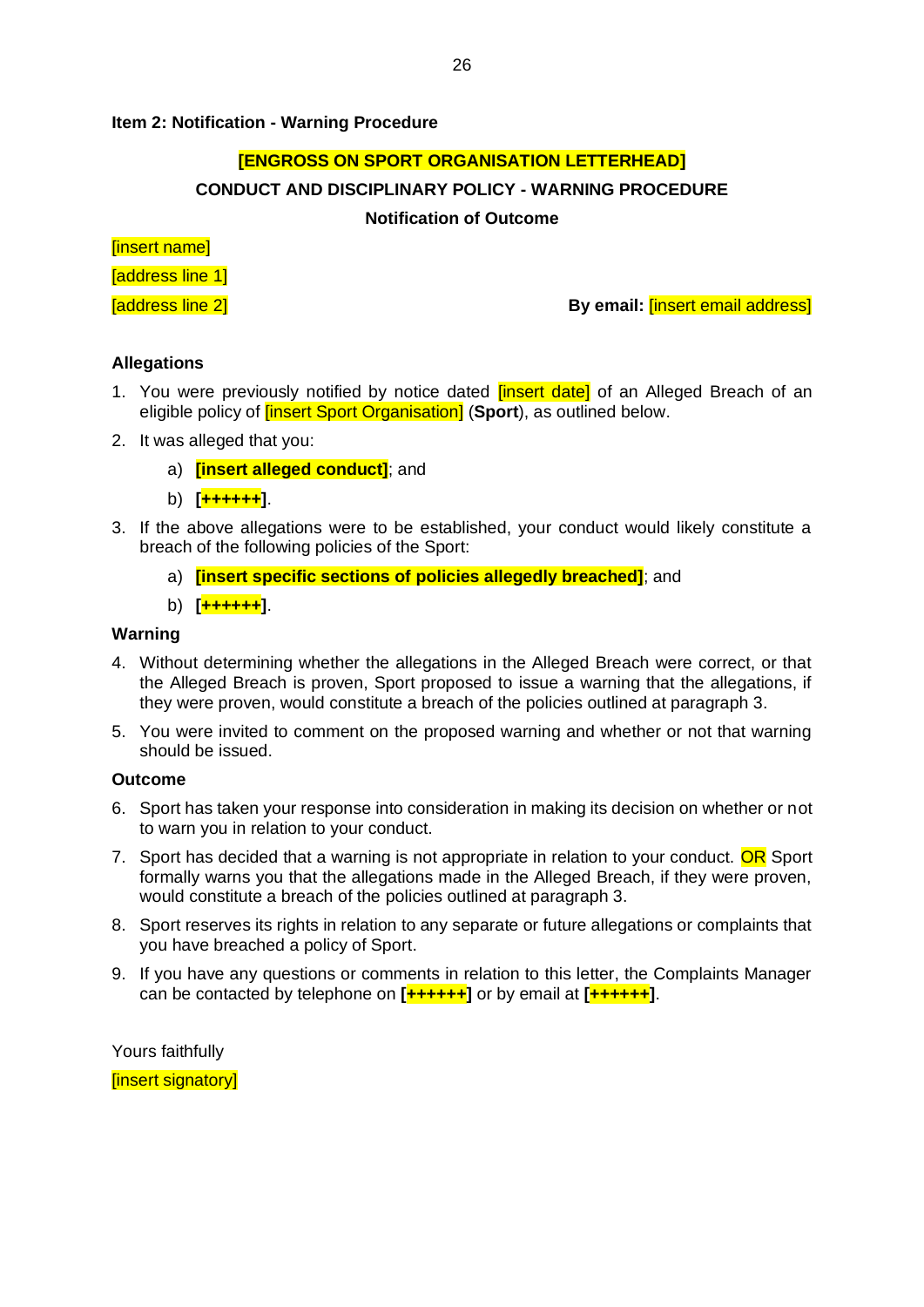**Item 2: Notification - Warning Procedure**

**[ENGROSS ON SPORT ORGANISATION LETTERHEAD]**

**CONDUCT AND DISCIPLINARY POLICY - WARNING PROCEDURE**

**Notification of Outcome**

[insert name]

[address line 1]

[address line 2]

**By email:** [insert email address]

**Allegations**

1. You were previously notified by notice dated [insert date] of an Alleged Breach of an eligible policy of [insert Sport Organisation] (**Sport**), as outlined below.
2. It was alleged that you:
   a) **[insert alleged conduct]**; and
   b) **[++++++]**.
3. If the above allegations were to be established, your conduct would likely constitute a breach of the following policies of the Sport:
   a) **[insert specific sections of policies allegedly breached]**; and
   b) **[++++++]**.

**Warning**

4. Without determining whether the allegations in the Alleged Breach were correct, or that the Alleged Breach is proven, Sport proposed to issue a warning that the allegations, if they were proven, would constitute a breach of the policies outlined at paragraph 3.
5. You were invited to comment on the proposed warning and whether or not that warning should be issued.

**Outcome**

6. Sport has taken your response into consideration in making its decision on whether or not to warn you in relation to your conduct.
7. Sport has decided that a warning is not appropriate in relation to your conduct. OR Sport formally warns you that the allegations made in the Alleged Breach, if they were proven, would constitute a breach of the policies outlined at paragraph 3.
8. Sport reserves its rights in relation to any separate or future allegations or complaints that you have breached a policy of Sport.
9. If you have any questions or comments in relation to this letter, the Complaints Manager can be contacted by telephone on **[++++++]** or by email at **[++++++]**.

Yours faithfully

[insert signatory]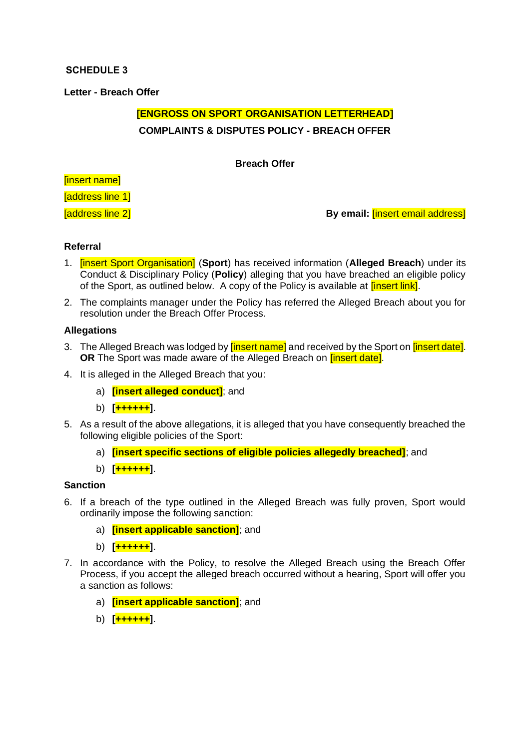**SCHEDULE 3**

**Letter - Breach Offer**

**[ENGROSS ON SPORT ORGANISATION LETTERHEAD]**

**COMPLAINTS & DISPUTES POLICY - BREACH OFFER**

**Breach Offer**

[insert name]

[address line 1]

[address line 2]

**By email:** [insert email address]

**Referral**

1. [insert Sport Organisation] (**Sport**) has received information (**Alleged Breach**) under its Conduct & Disciplinary Policy (**Policy**) alleging that you have breached an eligible policy of the Sport, as outlined below. A copy of the Policy is available at [insert link].
2. The complaints manager under the Policy has referred the Alleged Breach about you for resolution under the Breach Offer Process.

**Allegations**

3. The Alleged Breach was lodged by [insert name] and received by the Sport on [insert date]. **OR** The Sport was made aware of the Alleged Breach on [insert date].
4. It is alleged in the Alleged Breach that you:
   a) **[insert alleged conduct]**; and
   b) **[++++++]**.
5. As a result of the above allegations, it is alleged that you have consequently breached the following eligible policies of the Sport:
   a) **[insert specific sections of eligible policies allegedly breached]**; and
   b) **[++++++]**.

**Sanction**

6. If a breach of the type outlined in the Alleged Breach was fully proven, Sport would ordinarily impose the following sanction:
   a) **[insert applicable sanction]**; and
   b) **[++++++]**.
7. In accordance with the Policy, to resolve the Alleged Breach using the Breach Offer Process, if you accept the alleged breach occurred without a hearing, Sport will offer you a sanction as follows:
   a) **[insert applicable sanction]**; and
   b) **[++++++]**.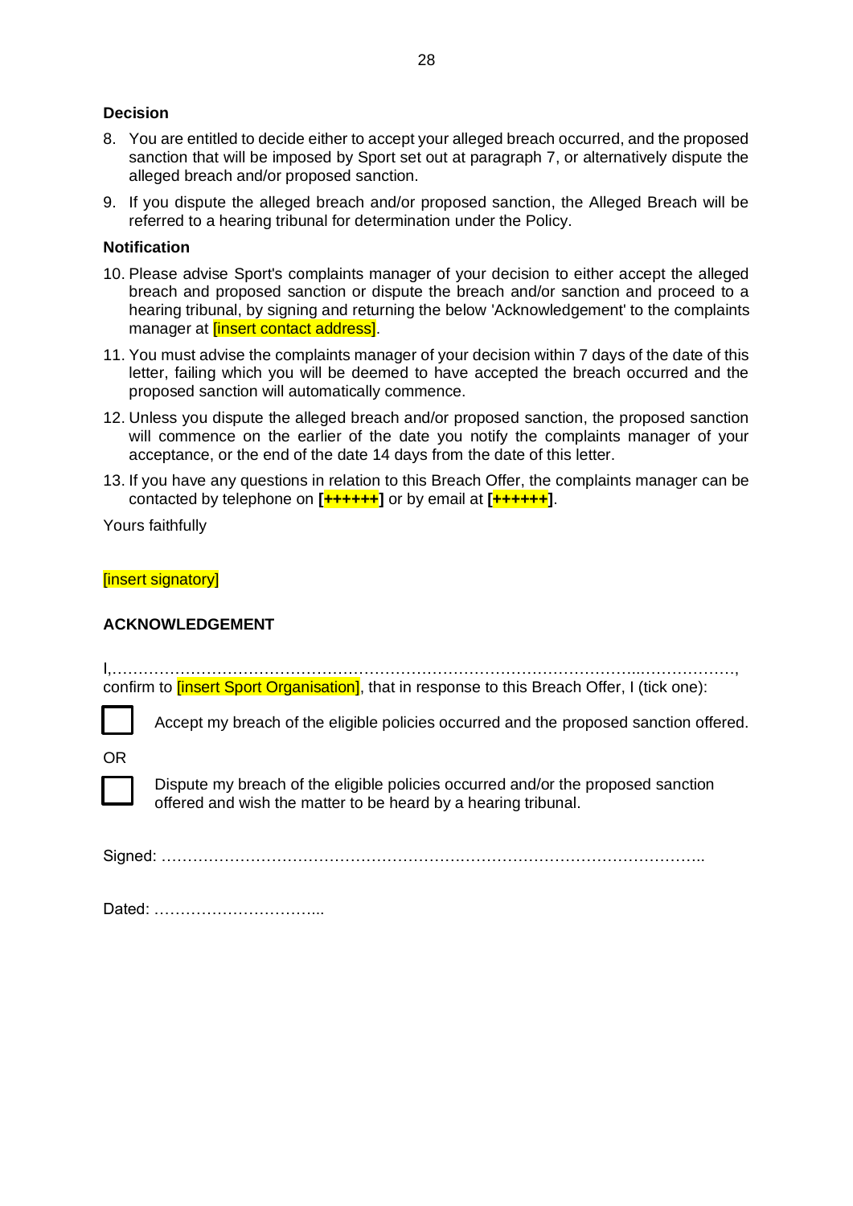**Decision**

8. You are entitled to decide either to accept your alleged breach occurred, and the proposed sanction that will be imposed by Sport set out at paragraph 7, or alternatively dispute the alleged breach and/or proposed sanction.

9. If you dispute the alleged breach and/or proposed sanction, the Alleged Breach will be referred to a hearing tribunal for determination under the Policy.

**Notification**

10. Please advise Sport's complaints manager of your decision to either accept the alleged breach and proposed sanction or dispute the breach and/or sanction and proceed to a hearing tribunal, by signing and returning the below 'Acknowledgement' to the complaints manager at [insert contact address].

11. You must advise the complaints manager of your decision within 7 days of the date of this letter, failing which you will be deemed to have accepted the breach occurred and the proposed sanction will automatically commence.

12. Unless you dispute the alleged breach and/or proposed sanction, the proposed sanction will commence on the earlier of the date you notify the complaints manager of your acceptance, or the end of the date 14 days from the date of this letter.

13. If you have any questions in relation to this Breach Offer, the complaints manager can be contacted by telephone on **[++++++]** or by email at **[++++++]**.

Yours faithfully

[insert signatory]

**ACKNOWLEDGEMENT**

I,……………………………………………………………………………………………...………………, confirm to [insert Sport Organisation], that in response to this Breach Offer, I (tick one):

☐ Accept my breach of the eligible policies occurred and the proposed sanction offered.

OR

☐ Dispute my breach of the eligible policies occurred and/or the proposed sanction offered and wish the matter to be heard by a hearing tribunal.

Signed: ………………………………………………….……………………………………..

Dated: …………………………...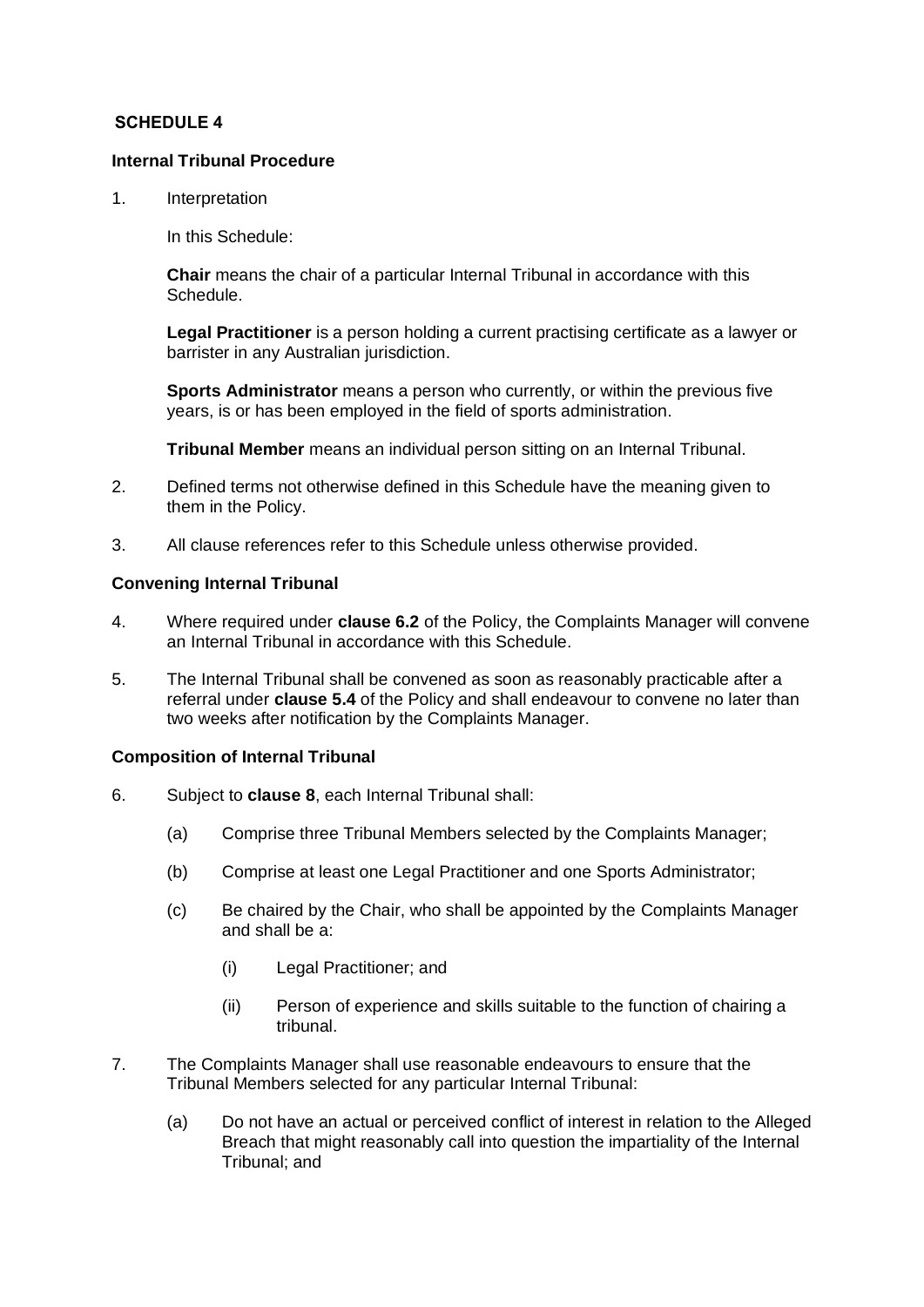## SCHEDULE 4

### Internal Tribunal Procedure

1. Interpretation

   In this Schedule:

   **Chair** means the chair of a particular Internal Tribunal in accordance with this Schedule.

   **Legal Practitioner** is a person holding a current practising certificate as a lawyer or barrister in any Australian jurisdiction.

   **Sports Administrator** means a person who currently, or within the previous five years, is or has been employed in the field of sports administration.

   **Tribunal Member** means an individual person sitting on an Internal Tribunal.

2. Defined terms not otherwise defined in this Schedule have the meaning given to them in the Policy.

3. All clause references refer to this Schedule unless otherwise provided.

### Convening Internal Tribunal

4. Where required under **clause 6.2** of the Policy, the Complaints Manager will convene an Internal Tribunal in accordance with this Schedule.

5. The Internal Tribunal shall be convened as soon as reasonably practicable after a referral under **clause 5.4** of the Policy and shall endeavour to convene no later than two weeks after notification by the Complaints Manager.

### Composition of Internal Tribunal

6. Subject to **clause 8**, each Internal Tribunal shall:

   (a) Comprise three Tribunal Members selected by the Complaints Manager;

   (b) Comprise at least one Legal Practitioner and one Sports Administrator;

   (c) Be chaired by the Chair, who shall be appointed by the Complaints Manager and shall be a:

      (i) Legal Practitioner; and

      (ii) Person of experience and skills suitable to the function of chairing a tribunal.

7. The Complaints Manager shall use reasonable endeavours to ensure that the Tribunal Members selected for any particular Internal Tribunal:

   (a) Do not have an actual or perceived conflict of interest in relation to the Alleged Breach that might reasonably call into question the impartiality of the Internal Tribunal; and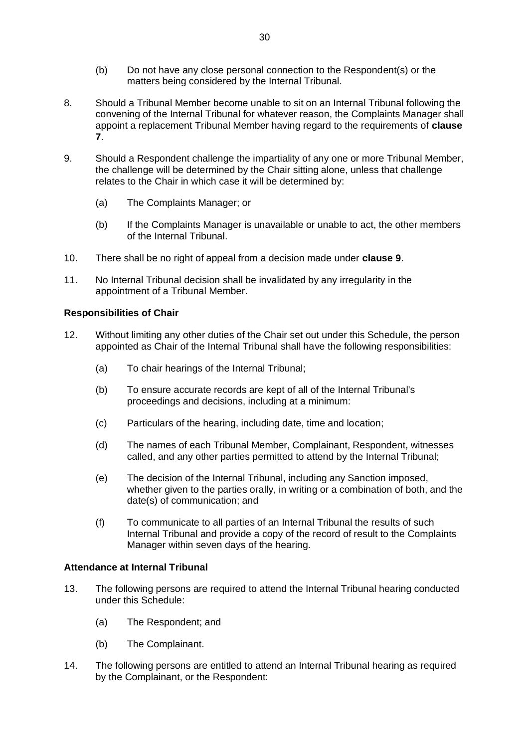(b) Do not have any close personal connection to the Respondent(s) or the matters being considered by the Internal Tribunal.

8. Should a Tribunal Member become unable to sit on an Internal Tribunal following the convening of the Internal Tribunal for whatever reason, the Complaints Manager shall appoint a replacement Tribunal Member having regard to the requirements of **clause 7**.

9. Should a Respondent challenge the impartiality of any one or more Tribunal Member, the challenge will be determined by the Chair sitting alone, unless that challenge relates to the Chair in which case it will be determined by:

   (a) The Complaints Manager; or

   (b) If the Complaints Manager is unavailable or unable to act, the other members of the Internal Tribunal.

10. There shall be no right of appeal from a decision made under **clause 9**.

11. No Internal Tribunal decision shall be invalidated by any irregularity in the appointment of a Tribunal Member.

**Responsibilities of Chair**

12. Without limiting any other duties of the Chair set out under this Schedule, the person appointed as Chair of the Internal Tribunal shall have the following responsibilities:

   (a) To chair hearings of the Internal Tribunal;

   (b) To ensure accurate records are kept of all of the Internal Tribunal's proceedings and decisions, including at a minimum:

   (c) Particulars of the hearing, including date, time and location;

   (d) The names of each Tribunal Member, Complainant, Respondent, witnesses called, and any other parties permitted to attend by the Internal Tribunal;

   (e) The decision of the Internal Tribunal, including any Sanction imposed, whether given to the parties orally, in writing or a combination of both, and the date(s) of communication; and

   (f) To communicate to all parties of an Internal Tribunal the results of such Internal Tribunal and provide a copy of the record of result to the Complaints Manager within seven days of the hearing.

**Attendance at Internal Tribunal**

13. The following persons are required to attend the Internal Tribunal hearing conducted under this Schedule:

   (a) The Respondent; and

   (b) The Complainant.

14. The following persons are entitled to attend an Internal Tribunal hearing as required by the Complainant, or the Respondent: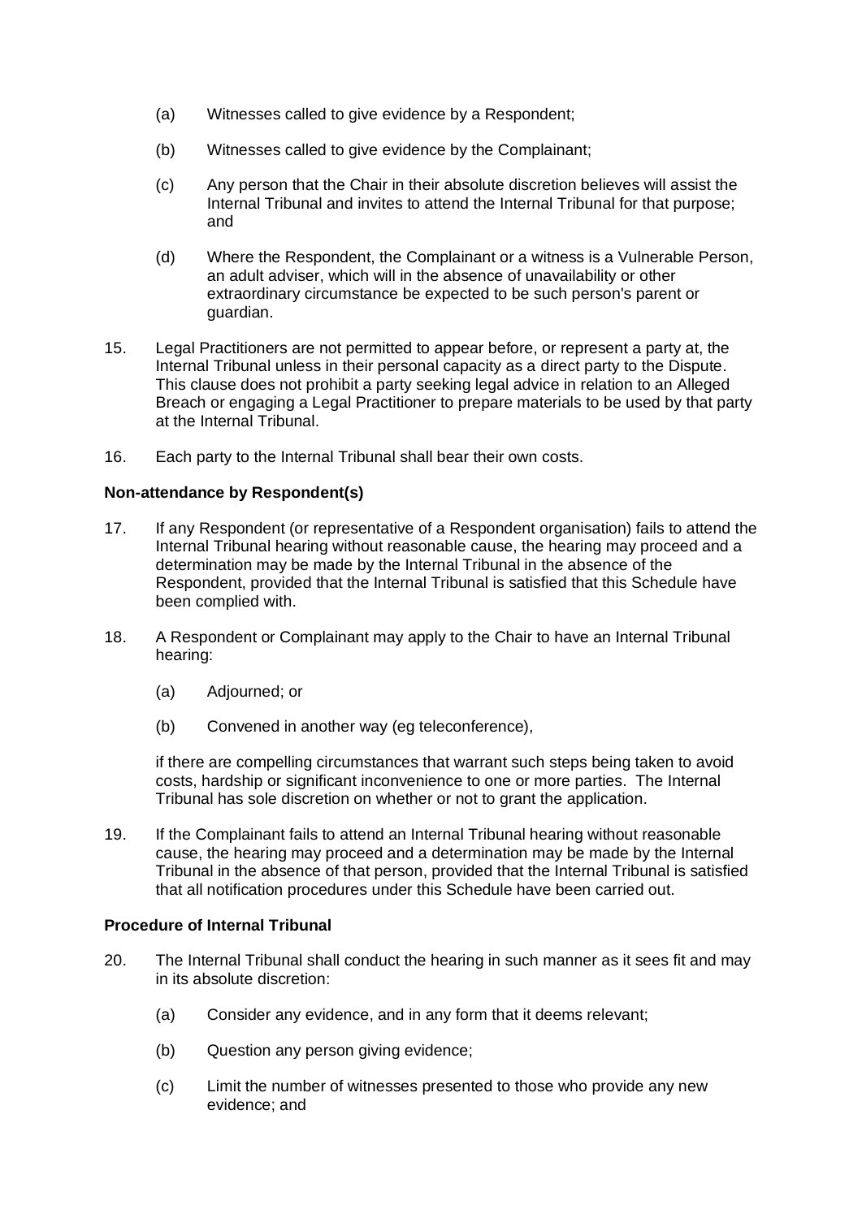(a) Witnesses called to give evidence by a Respondent;

(b) Witnesses called to give evidence by the Complainant;

(c) Any person that the Chair in their absolute discretion believes will assist the Internal Tribunal and invites to attend the Internal Tribunal for that purpose; and

(d) Where the Respondent, the Complainant or a witness is a Vulnerable Person, an adult adviser, which will in the absence of unavailability or other extraordinary circumstance be expected to be such person's parent or guardian.

15. Legal Practitioners are not permitted to appear before, or represent a party at, the Internal Tribunal unless in their personal capacity as a direct party to the Dispute. This clause does not prohibit a party seeking legal advice in relation to an Alleged Breach or engaging a Legal Practitioner to prepare materials to be used by that party at the Internal Tribunal.

16. Each party to the Internal Tribunal shall bear their own costs.

**Non-attendance by Respondent(s)**

17. If any Respondent (or representative of a Respondent organisation) fails to attend the Internal Tribunal hearing without reasonable cause, the hearing may proceed and a determination may be made by the Internal Tribunal in the absence of the Respondent, provided that the Internal Tribunal is satisfied that this Schedule have been complied with.

18. A Respondent or Complainant may apply to the Chair to have an Internal Tribunal hearing:

    (a) Adjourned; or

    (b) Convened in another way (eg teleconference),

    if there are compelling circumstances that warrant such steps being taken to avoid costs, hardship or significant inconvenience to one or more parties. The Internal Tribunal has sole discretion on whether or not to grant the application.

19. If the Complainant fails to attend an Internal Tribunal hearing without reasonable cause, the hearing may proceed and a determination may be made by the Internal Tribunal in the absence of that person, provided that the Internal Tribunal is satisfied that all notification procedures under this Schedule have been carried out.

**Procedure of Internal Tribunal**

20. The Internal Tribunal shall conduct the hearing in such manner as it sees fit and may in its absolute discretion:

    (a) Consider any evidence, and in any form that it deems relevant;

    (b) Question any person giving evidence;

    (c) Limit the number of witnesses presented to those who provide any new evidence; and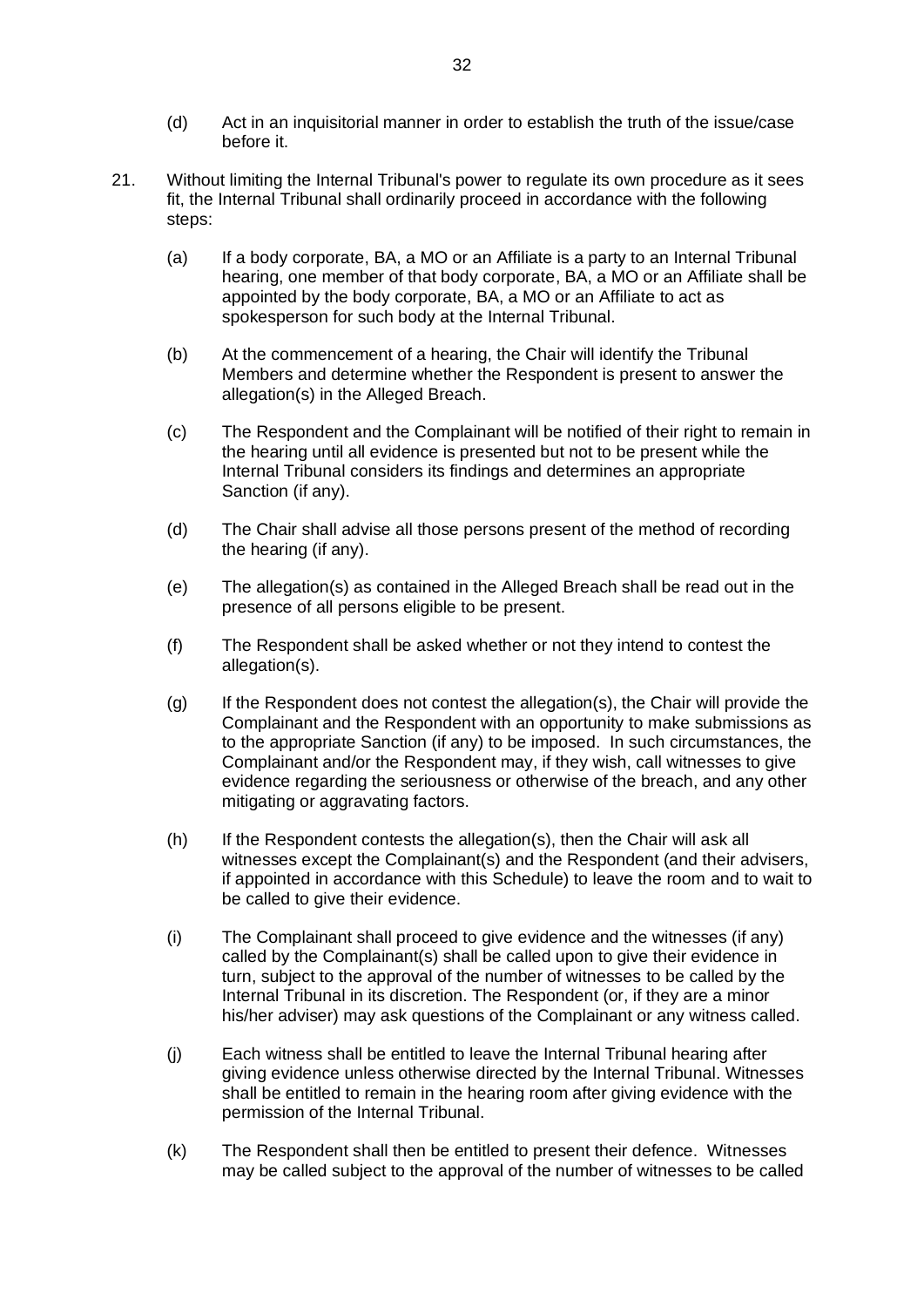(d) Act in an inquisitorial manner in order to establish the truth of the issue/case before it.

21. Without limiting the Internal Tribunal's power to regulate its own procedure as it sees fit, the Internal Tribunal shall ordinarily proceed in accordance with the following steps:

    (a) If a body corporate, BA, a MO or an Affiliate is a party to an Internal Tribunal hearing, one member of that body corporate, BA, a MO or an Affiliate shall be appointed by the body corporate, BA, a MO or an Affiliate to act as spokesperson for such body at the Internal Tribunal.

    (b) At the commencement of a hearing, the Chair will identify the Tribunal Members and determine whether the Respondent is present to answer the allegation(s) in the Alleged Breach.

    (c) The Respondent and the Complainant will be notified of their right to remain in the hearing until all evidence is presented but not to be present while the Internal Tribunal considers its findings and determines an appropriate Sanction (if any).

    (d) The Chair shall advise all those persons present of the method of recording the hearing (if any).

    (e) The allegation(s) as contained in the Alleged Breach shall be read out in the presence of all persons eligible to be present.

    (f) The Respondent shall be asked whether or not they intend to contest the allegation(s).

    (g) If the Respondent does not contest the allegation(s), the Chair will provide the Complainant and the Respondent with an opportunity to make submissions as to the appropriate Sanction (if any) to be imposed. In such circumstances, the Complainant and/or the Respondent may, if they wish, call witnesses to give evidence regarding the seriousness or otherwise of the breach, and any other mitigating or aggravating factors.

    (h) If the Respondent contests the allegation(s), then the Chair will ask all witnesses except the Complainant(s) and the Respondent (and their advisers, if appointed in accordance with this Schedule) to leave the room and to wait to be called to give their evidence.

    (i) The Complainant shall proceed to give evidence and the witnesses (if any) called by the Complainant(s) shall be called upon to give their evidence in turn, subject to the approval of the number of witnesses to be called by the Internal Tribunal in its discretion. The Respondent (or, if they are a minor his/her adviser) may ask questions of the Complainant or any witness called.

    (j) Each witness shall be entitled to leave the Internal Tribunal hearing after giving evidence unless otherwise directed by the Internal Tribunal. Witnesses shall be entitled to remain in the hearing room after giving evidence with the permission of the Internal Tribunal.

    (k) The Respondent shall then be entitled to present their defence. Witnesses may be called subject to the approval of the number of witnesses to be called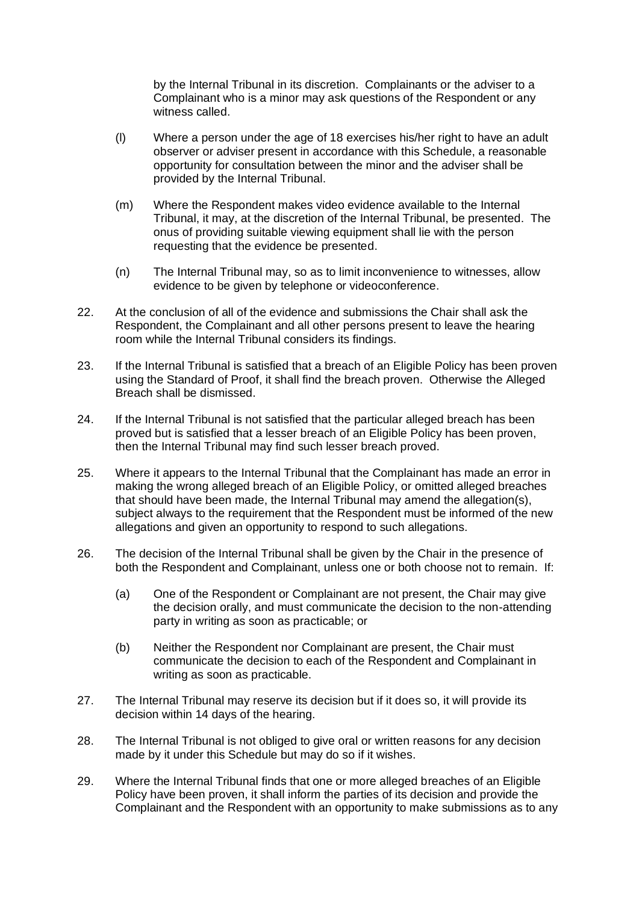by the Internal Tribunal in its discretion. Complainants or the adviser to a Complainant who is a minor may ask questions of the Respondent or any witness called.

(l) Where a person under the age of 18 exercises his/her right to have an adult observer or adviser present in accordance with this Schedule, a reasonable opportunity for consultation between the minor and the adviser shall be provided by the Internal Tribunal.

(m) Where the Respondent makes video evidence available to the Internal Tribunal, it may, at the discretion of the Internal Tribunal, be presented. The onus of providing suitable viewing equipment shall lie with the person requesting that the evidence be presented.

(n) The Internal Tribunal may, so as to limit inconvenience to witnesses, allow evidence to be given by telephone or videoconference.

22. At the conclusion of all of the evidence and submissions the Chair shall ask the Respondent, the Complainant and all other persons present to leave the hearing room while the Internal Tribunal considers its findings.

23. If the Internal Tribunal is satisfied that a breach of an Eligible Policy has been proven using the Standard of Proof, it shall find the breach proven. Otherwise the Alleged Breach shall be dismissed.

24. If the Internal Tribunal is not satisfied that the particular alleged breach has been proved but is satisfied that a lesser breach of an Eligible Policy has been proven, then the Internal Tribunal may find such lesser breach proved.

25. Where it appears to the Internal Tribunal that the Complainant has made an error in making the wrong alleged breach of an Eligible Policy, or omitted alleged breaches that should have been made, the Internal Tribunal may amend the allegation(s), subject always to the requirement that the Respondent must be informed of the new allegations and given an opportunity to respond to such allegations.

26. The decision of the Internal Tribunal shall be given by the Chair in the presence of both the Respondent and Complainant, unless one or both choose not to remain. If:

    (a) One of the Respondent or Complainant are not present, the Chair may give the decision orally, and must communicate the decision to the non-attending party in writing as soon as practicable; or

    (b) Neither the Respondent nor Complainant are present, the Chair must communicate the decision to each of the Respondent and Complainant in writing as soon as practicable.

27. The Internal Tribunal may reserve its decision but if it does so, it will provide its decision within 14 days of the hearing.

28. The Internal Tribunal is not obliged to give oral or written reasons for any decision made by it under this Schedule but may do so if it wishes.

29. Where the Internal Tribunal finds that one or more alleged breaches of an Eligible Policy have been proven, it shall inform the parties of its decision and provide the Complainant and the Respondent with an opportunity to make submissions as to any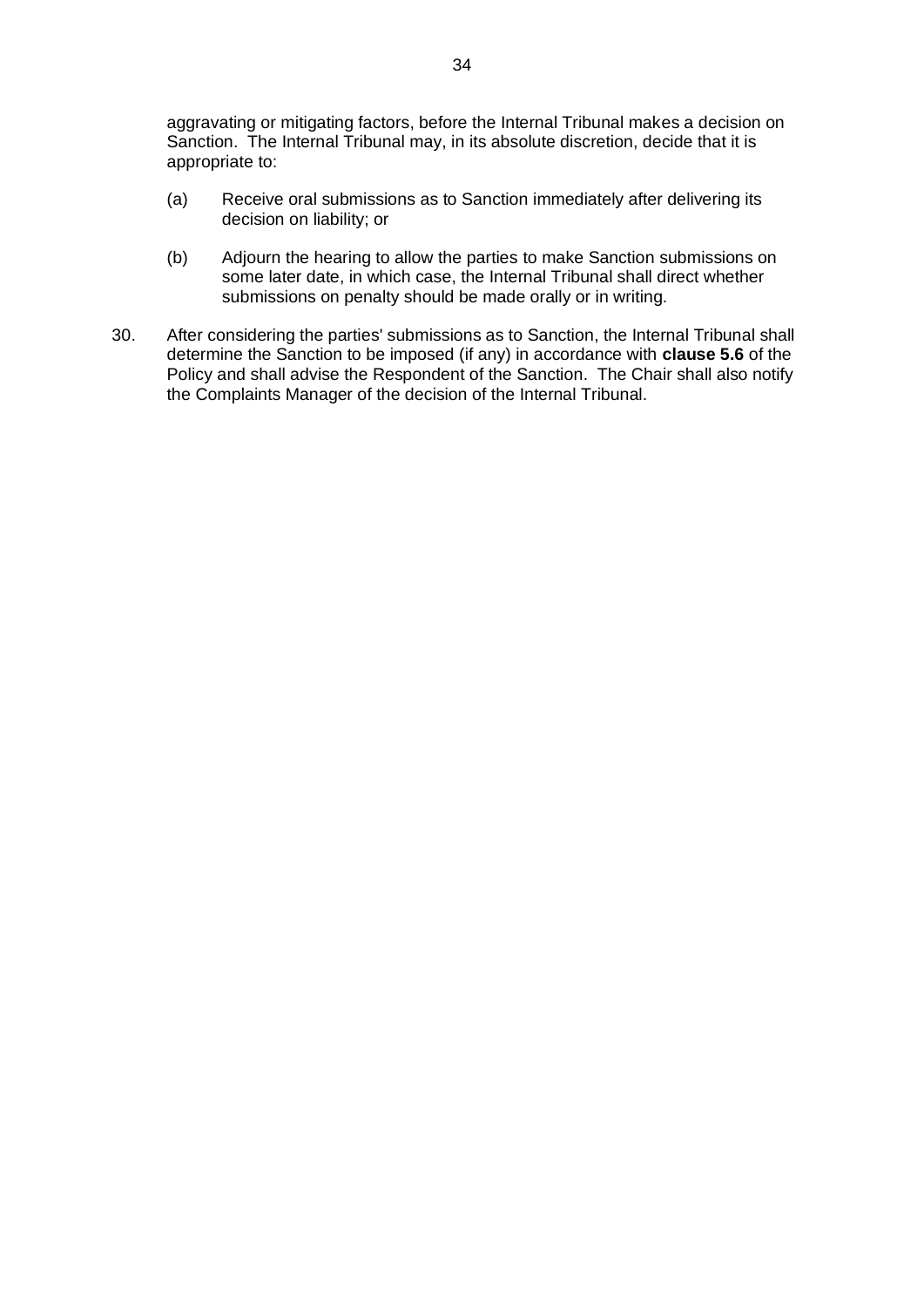aggravating or mitigating factors, before the Internal Tribunal makes a decision on Sanction. The Internal Tribunal may, in its absolute discretion, decide that it is appropriate to:

(a) Receive oral submissions as to Sanction immediately after delivering its decision on liability; or

(b) Adjourn the hearing to allow the parties to make Sanction submissions on some later date, in which case, the Internal Tribunal shall direct whether submissions on penalty should be made orally or in writing.

30. After considering the parties' submissions as to Sanction, the Internal Tribunal shall determine the Sanction to be imposed (if any) in accordance with **clause 5.6** of the Policy and shall advise the Respondent of the Sanction. The Chair shall also notify the Complaints Manager of the decision of the Internal Tribunal.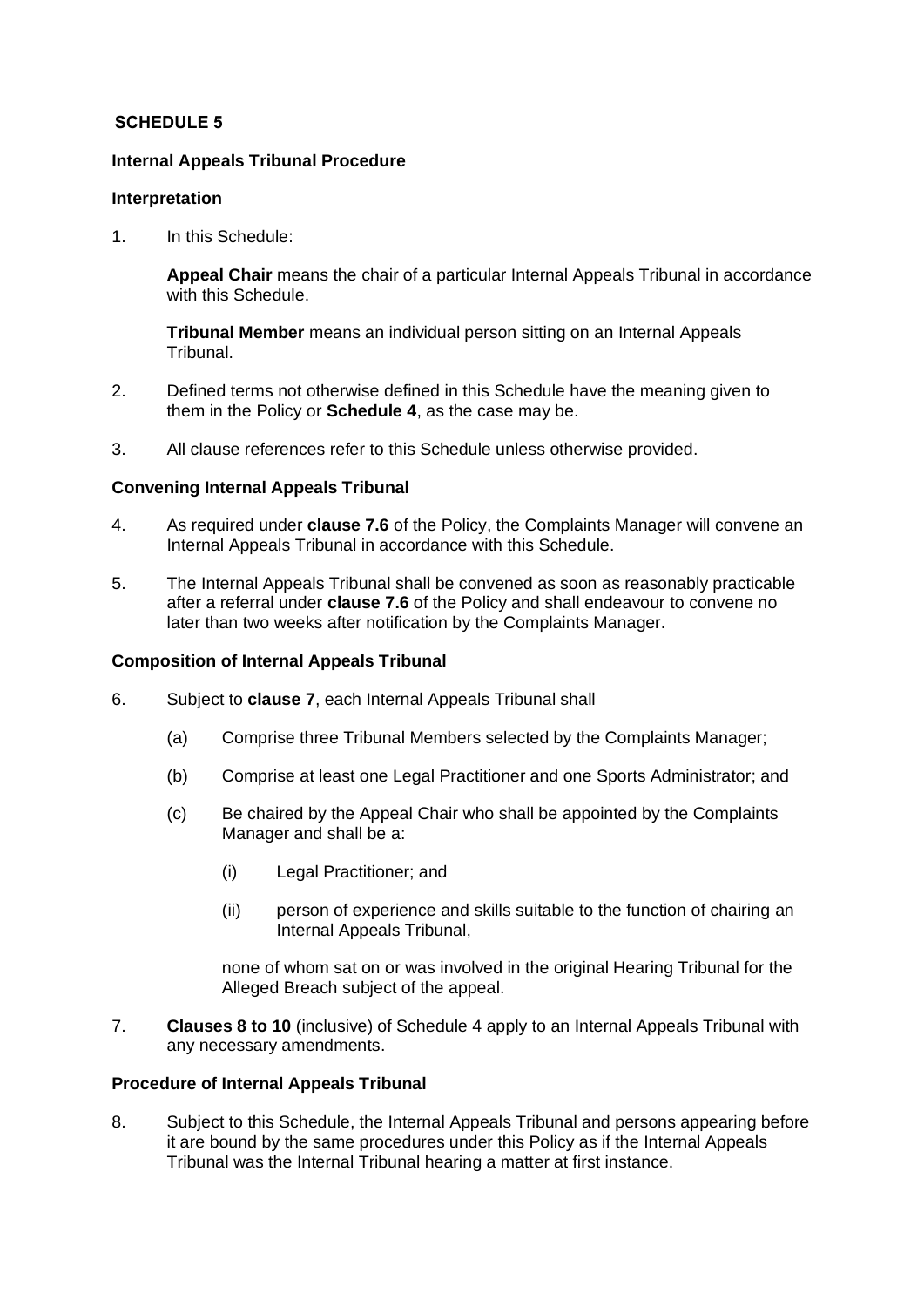## SCHEDULE 5

**Internal Appeals Tribunal Procedure**

**Interpretation**

1. In this Schedule:

   **Appeal Chair** means the chair of a particular Internal Appeals Tribunal in accordance with this Schedule.

   **Tribunal Member** means an individual person sitting on an Internal Appeals Tribunal.

2. Defined terms not otherwise defined in this Schedule have the meaning given to them in the Policy or **Schedule 4**, as the case may be.

3. All clause references refer to this Schedule unless otherwise provided.

**Convening Internal Appeals Tribunal**

4. As required under **clause 7.6** of the Policy, the Complaints Manager will convene an Internal Appeals Tribunal in accordance with this Schedule.

5. The Internal Appeals Tribunal shall be convened as soon as reasonably practicable after a referral under **clause 7.6** of the Policy and shall endeavour to convene no later than two weeks after notification by the Complaints Manager.

**Composition of Internal Appeals Tribunal**

6. Subject to **clause 7**, each Internal Appeals Tribunal shall

   (a) Comprise three Tribunal Members selected by the Complaints Manager;

   (b) Comprise at least one Legal Practitioner and one Sports Administrator; and

   (c) Be chaired by the Appeal Chair who shall be appointed by the Complaints Manager and shall be a:

      (i) Legal Practitioner; and

      (ii) person of experience and skills suitable to the function of chairing an Internal Appeals Tribunal,

   none of whom sat on or was involved in the original Hearing Tribunal for the Alleged Breach subject of the appeal.

7. **Clauses 8 to 10** (inclusive) of Schedule 4 apply to an Internal Appeals Tribunal with any necessary amendments.

**Procedure of Internal Appeals Tribunal**

8. Subject to this Schedule, the Internal Appeals Tribunal and persons appearing before it are bound by the same procedures under this Policy as if the Internal Appeals Tribunal was the Internal Tribunal hearing a matter at first instance.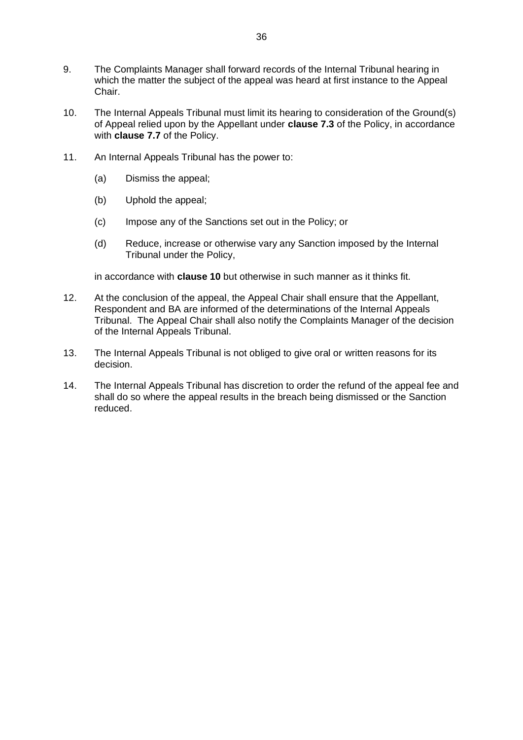9. The Complaints Manager shall forward records of the Internal Tribunal hearing in which the matter the subject of the appeal was heard at first instance to the Appeal Chair.

10. The Internal Appeals Tribunal must limit its hearing to consideration of the Ground(s) of Appeal relied upon by the Appellant under **clause 7.3** of the Policy, in accordance with **clause 7.7** of the Policy.

11. An Internal Appeals Tribunal has the power to:

    (a) Dismiss the appeal;

    (b) Uphold the appeal;

    (c) Impose any of the Sanctions set out in the Policy; or

    (d) Reduce, increase or otherwise vary any Sanction imposed by the Internal Tribunal under the Policy,

    in accordance with **clause 10** but otherwise in such manner as it thinks fit.

12. At the conclusion of the appeal, the Appeal Chair shall ensure that the Appellant, Respondent and BA are informed of the determinations of the Internal Appeals Tribunal. The Appeal Chair shall also notify the Complaints Manager of the decision of the Internal Appeals Tribunal.

13. The Internal Appeals Tribunal is not obliged to give oral or written reasons for its decision.

14. The Internal Appeals Tribunal has discretion to order the refund of the appeal fee and shall do so where the appeal results in the breach being dismissed or the Sanction reduced.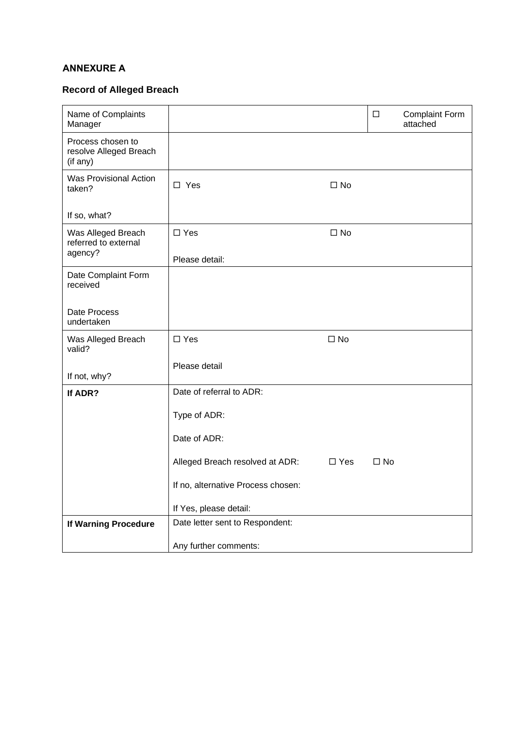**ANNEXURE A**

**Record of Alleged Breach**

| | | | |
|---|---|---|---|
| Name of Complaints Manager | | | ☐ Complaint Form attached |
| Process chosen to resolve Alleged Breach (if any) | | | |
| Was Provisional Action taken?<br><br>If so, what? | ☐ Yes | ☐ No | |
| Was Alleged Breach referred to external agency? | ☐ Yes<br><br>Please detail: | ☐ No | |
| Date Complaint Form received<br><br>Date Process undertaken | | | |
| Was Alleged Breach valid?<br><br>If not, why? | ☐ Yes<br><br>Please detail | ☐ No | |
| **If ADR?** | Date of referral to ADR:<br><br>Type of ADR:<br><br>Date of ADR:<br><br>Alleged Breach resolved at ADR: ☐ Yes ☐ No<br><br>If no, alternative Process chosen:<br><br>If Yes, please detail: | | |
| **If Warning Procedure** | Date letter sent to Respondent:<br><br>Any further comments: | | |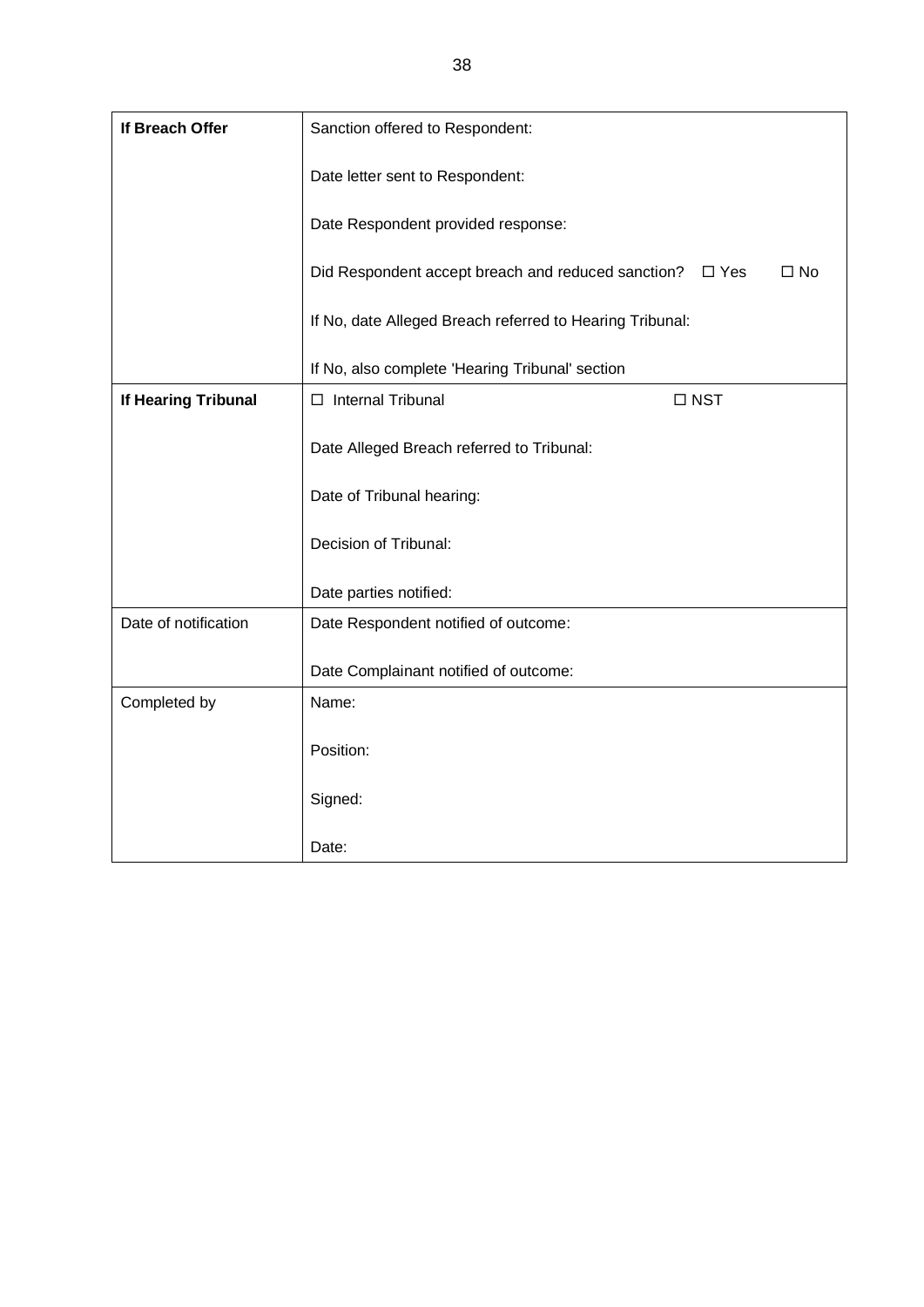| | |
|---|---|
| **If Breach Offer** | Sanction offered to Respondent:<br><br>Date letter sent to Respondent:<br><br>Date Respondent provided response:<br><br>Did Respondent accept breach and reduced sanction? ☐ Yes ☐ No<br><br>If No, date Alleged Breach referred to Hearing Tribunal:<br><br>If No, also complete 'Hearing Tribunal' section |
| **If Hearing Tribunal** | ☐ Internal Tribunal ☐ NST<br><br>Date Alleged Breach referred to Tribunal:<br><br>Date of Tribunal hearing:<br><br>Decision of Tribunal:<br><br>Date parties notified: |
| Date of notification | Date Respondent notified of outcome:<br><br>Date Complainant notified of outcome: |
| Completed by | Name:<br><br>Position:<br><br>Signed:<br><br>Date: |